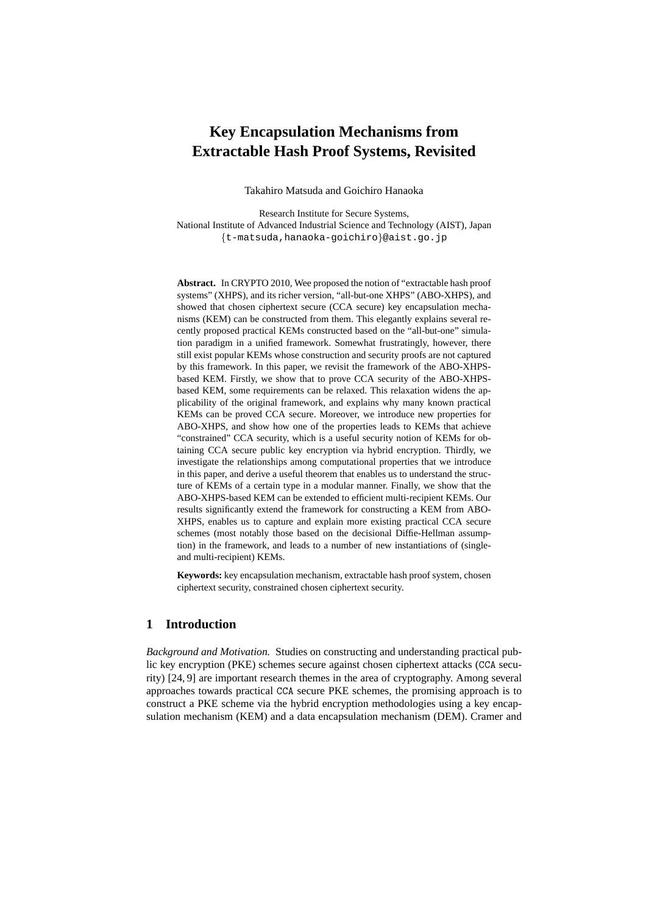# Key Encapsulation Mechanisms from Extractable Hash Proof Systems, Revisited

Takahiro Matsuda and Goichiro Hanaoka

Research Institute for Secure Systems,
National Institute of Advanced Industrial Science and Technology (AIST), Japan
{t-matsuda,hanaoka-goichiro}@aist.go.jp

**Abstract.** In CRYPTO 2010, Wee proposed the notion of "extractable hash proof systems" (XHPS), and its richer version, "all-but-one XHPS" (ABO-XHPS), and showed that chosen ciphertext secure (CCA secure) key encapsulation mechanisms (KEM) can be constructed from them. This elegantly explains several recently proposed practical KEMs constructed based on the "all-but-one" simulation paradigm in a unified framework. Somewhat frustratingly, however, there still exist popular KEMs whose construction and security proofs are not captured by this framework. In this paper, we revisit the framework of the ABO-XHPS-based KEM. Firstly, we show that to prove CCA security of the ABO-XHPS-based KEM, some requirements can be relaxed. This relaxation widens the applicability of the original framework, and explains why many known practical KEMs can be proved CCA secure. Moreover, we introduce new properties for ABO-XHPS, and show how one of the properties leads to KEMs that achieve "constrained" CCA security, which is a useful security notion of KEMs for obtaining CCA secure public key encryption via hybrid encryption. Thirdly, we investigate the relationships among computational properties that we introduce in this paper, and derive a useful theorem that enables us to understand the structure of KEMs of a certain type in a modular manner. Finally, we show that the ABO-XHPS-based KEM can be extended to efficient multi-recipient KEMs. Our results significantly extend the framework for constructing a KEM from ABO-XHPS, enables us to capture and explain more existing practical CCA secure schemes (most notably those based on the decisional Diffie-Hellman assumption) in the framework, and leads to a number of new instantiations of (single- and multi-recipient) KEMs.

**Keywords:** key encapsulation mechanism, extractable hash proof system, chosen ciphertext security, constrained chosen ciphertext security.

## 1 Introduction

*Background and Motivation.* Studies on constructing and understanding practical public key encryption (PKE) schemes secure against chosen ciphertext attacks (CCA security) [24, 9] are important research themes in the area of cryptography. Among several approaches towards practical CCA secure PKE schemes, the promising approach is to construct a PKE scheme via the hybrid encryption methodologies using a key encapsulation mechanism (KEM) and a data encapsulation mechanism (DEM). Cramer and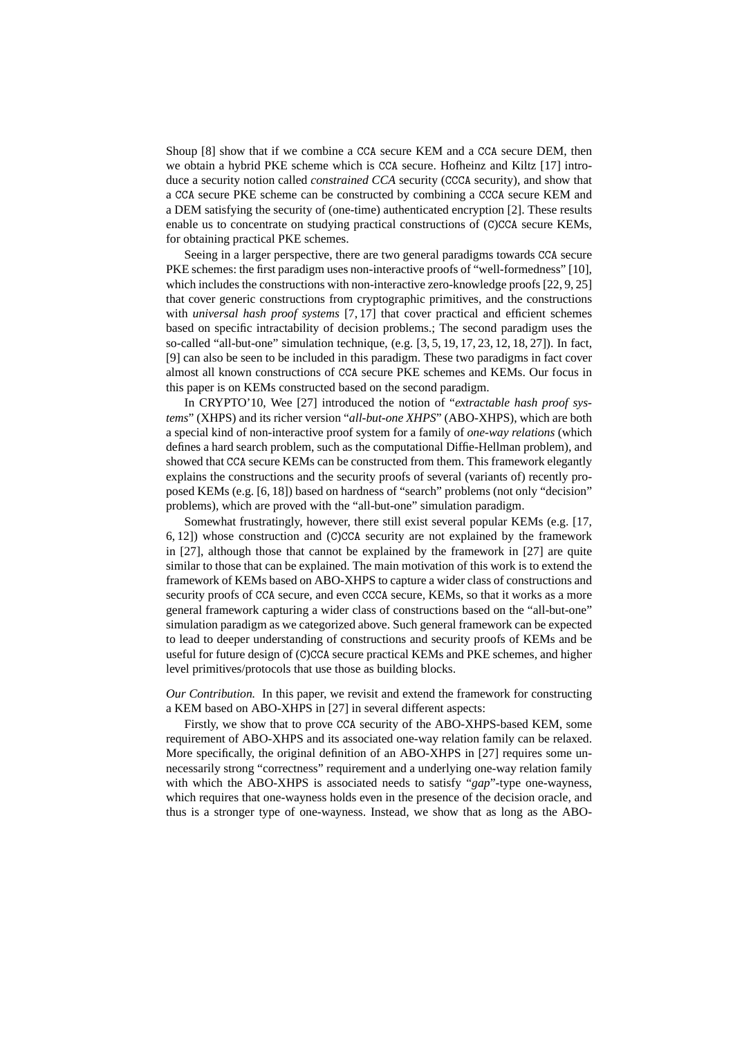Shoup [8] show that if we combine a CCA secure KEM and a CCA secure DEM, then we obtain a hybrid PKE scheme which is CCA secure. Hofheinz and Kiltz [17] introduce a security notion called *constrained CCA* security (CCCA security), and show that a CCA secure PKE scheme can be constructed by combining a CCCA secure KEM and a DEM satisfying the security of (one-time) authenticated encryption [2]. These results enable us to concentrate on studying practical constructions of (C)CCA secure KEMs, for obtaining practical PKE schemes.

Seeing in a larger perspective, there are two general paradigms towards CCA secure PKE schemes: the first paradigm uses non-interactive proofs of "well-formedness" [10], which includes the constructions with non-interactive zero-knowledge proofs [22, 9, 25] that cover generic constructions from cryptographic primitives, and the constructions with *universal hash proof systems* [7, 17] that cover practical and efficient schemes based on specific intractability of decision problems.; The second paradigm uses the so-called "all-but-one" simulation technique, (e.g. [3, 5, 19, 17, 23, 12, 18, 27]). In fact, [9] can also be seen to be included in this paradigm. These two paradigms in fact cover almost all known constructions of CCA secure PKE schemes and KEMs. Our focus in this paper is on KEMs constructed based on the second paradigm.

In CRYPTO'10, Wee [27] introduced the notion of "*extractable hash proof systems*" (XHPS) and its richer version "*all-but-one XHPS*" (ABO-XHPS), which are both a special kind of non-interactive proof system for a family of *one-way relations* (which defines a hard search problem, such as the computational Diffie-Hellman problem), and showed that CCA secure KEMs can be constructed from them. This framework elegantly explains the constructions and the security proofs of several (variants of) recently proposed KEMs (e.g. [6, 18]) based on hardness of "search" problems (not only "decision" problems), which are proved with the "all-but-one" simulation paradigm.

Somewhat frustratingly, however, there still exist several popular KEMs (e.g. [17, 6, 12]) whose construction and (C)CCA security are not explained by the framework in [27], although those that cannot be explained by the framework in [27] are quite similar to those that can be explained. The main motivation of this work is to extend the framework of KEMs based on ABO-XHPS to capture a wider class of constructions and security proofs of CCA secure, and even CCCA secure, KEMs, so that it works as a more general framework capturing a wider class of constructions based on the "all-but-one" simulation paradigm as we categorized above. Such general framework can be expected to lead to deeper understanding of constructions and security proofs of KEMs and be useful for future design of (C)CCA secure practical KEMs and PKE schemes, and higher level primitives/protocols that use those as building blocks.

*Our Contribution.* In this paper, we revisit and extend the framework for constructing a KEM based on ABO-XHPS in [27] in several different aspects:

Firstly, we show that to prove CCA security of the ABO-XHPS-based KEM, some requirement of ABO-XHPS and its associated one-way relation family can be relaxed. More specifically, the original definition of an ABO-XHPS in [27] requires some unnecessarily strong "correctness" requirement and a underlying one-way relation family with which the ABO-XHPS is associated needs to satisfy "*gap*"-type one-wayness, which requires that one-wayness holds even in the presence of the decision oracle, and thus is a stronger type of one-wayness. Instead, we show that as long as the ABO-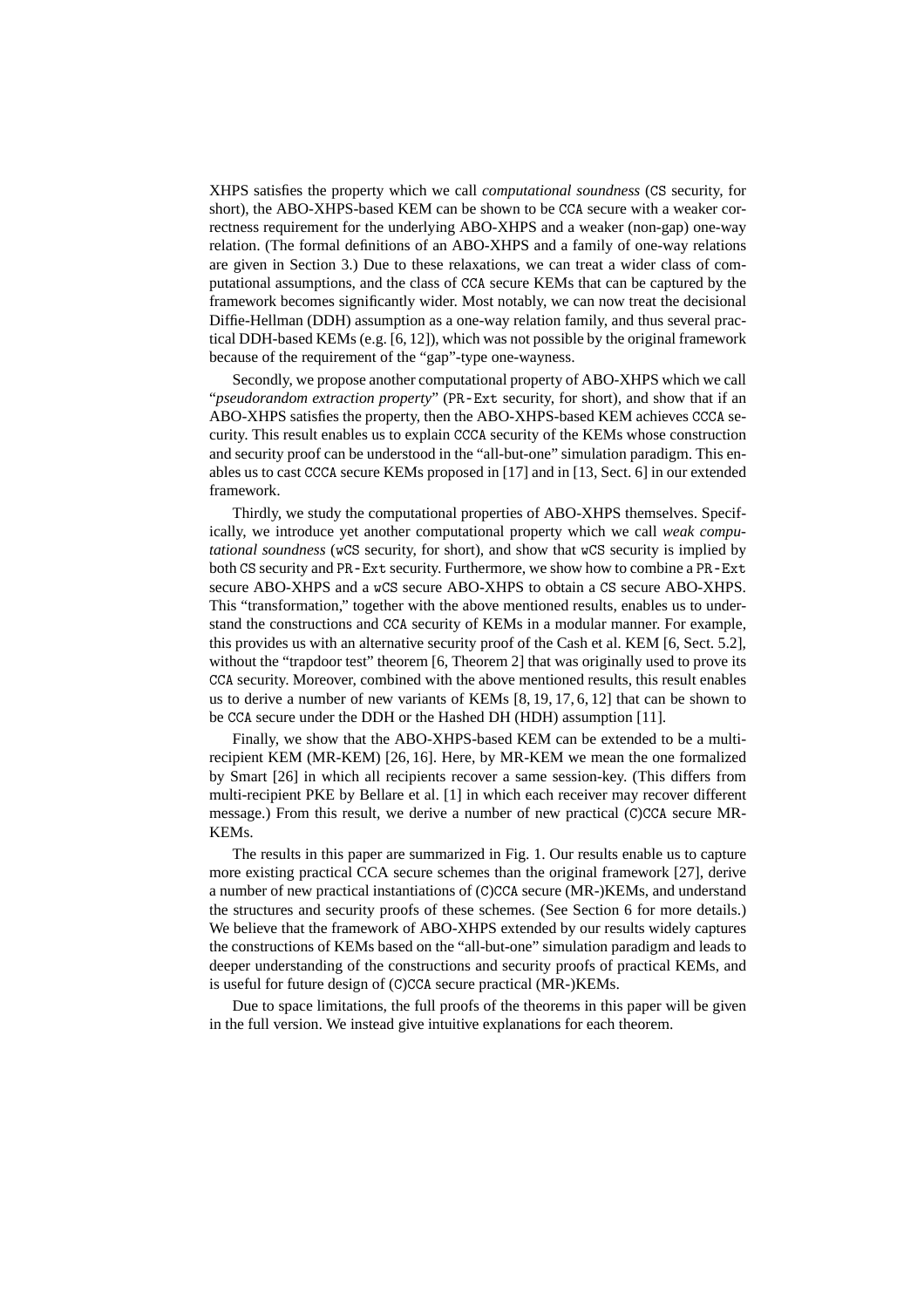XHPS satisfies the property which we call *computational soundness* (CS security, for short), the ABO-XHPS-based KEM can be shown to be CCA secure with a weaker correctness requirement for the underlying ABO-XHPS and a weaker (non-gap) one-way relation. (The formal definitions of an ABO-XHPS and a family of one-way relations are given in Section 3.) Due to these relaxations, we can treat a wider class of computational assumptions, and the class of CCA secure KEMs that can be captured by the framework becomes significantly wider. Most notably, we can now treat the decisional Diffie-Hellman (DDH) assumption as a one-way relation family, and thus several practical DDH-based KEMs (e.g. [6, 12]), which was not possible by the original framework because of the requirement of the "gap"-type one-wayness.

Secondly, we propose another computational property of ABO-XHPS which we call "*pseudorandom extraction property*" (PR-Ext security, for short), and show that if an ABO-XHPS satisfies the property, then the ABO-XHPS-based KEM achieves CCCA security. This result enables us to explain CCCA security of the KEMs whose construction and security proof can be understood in the "all-but-one" simulation paradigm. This enables us to cast CCCA secure KEMs proposed in [17] and in [13, Sect. 6] in our extended framework.

Thirdly, we study the computational properties of ABO-XHPS themselves. Specifically, we introduce yet another computational property which we call *weak computational soundness* (wCS security, for short), and show that wCS security is implied by both CS security and PR-Ext security. Furthermore, we show how to combine a PR-Ext secure ABO-XHPS and a wCS secure ABO-XHPS to obtain a CS secure ABO-XHPS. This "transformation," together with the above mentioned results, enables us to understand the constructions and CCA security of KEMs in a modular manner. For example, this provides us with an alternative security proof of the Cash et al. KEM [6, Sect. 5.2], without the "trapdoor test" theorem [6, Theorem 2] that was originally used to prove its CCA security. Moreover, combined with the above mentioned results, this result enables us to derive a number of new variants of KEMs [8, 19, 17, 6, 12] that can be shown to be CCA secure under the DDH or the Hashed DH (HDH) assumption [11].

Finally, we show that the ABO-XHPS-based KEM can be extended to be a multi-recipient KEM (MR-KEM) [26, 16]. Here, by MR-KEM we mean the one formalized by Smart [26] in which all recipients recover a same session-key. (This differs from multi-recipient PKE by Bellare et al. [1] in which each receiver may recover different message.) From this result, we derive a number of new practical (C)CCA secure MR-KEMs.

The results in this paper are summarized in Fig. 1. Our results enable us to capture more existing practical CCA secure schemes than the original framework [27], derive a number of new practical instantiations of (C)CCA secure (MR-)KEMs, and understand the structures and security proofs of these schemes. (See Section 6 for more details.) We believe that the framework of ABO-XHPS extended by our results widely captures the constructions of KEMs based on the "all-but-one" simulation paradigm and leads to deeper understanding of the constructions and security proofs of practical KEMs, and is useful for future design of (C)CCA secure practical (MR-)KEMs.

Due to space limitations, the full proofs of the theorems in this paper will be given in the full version. We instead give intuitive explanations for each theorem.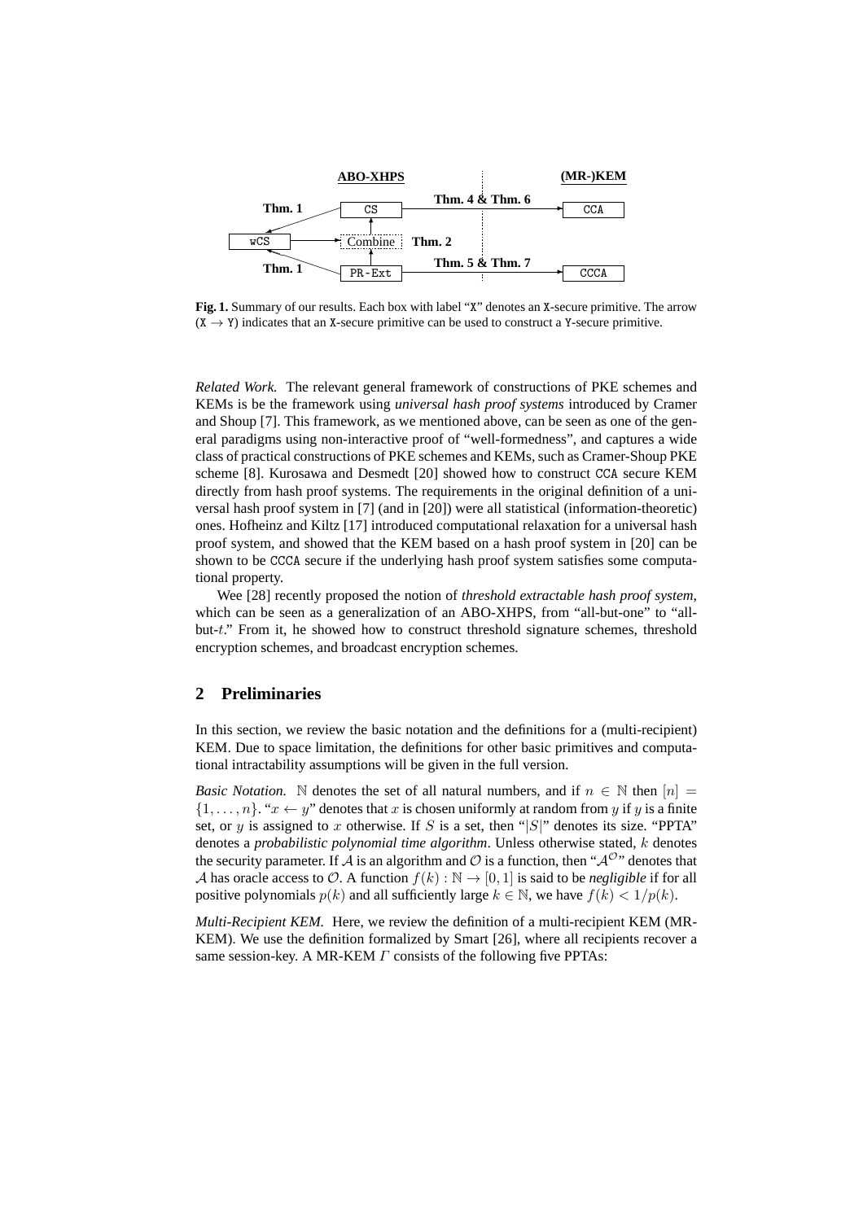**Fig. 1.** Summary of our results. Each box with label "X" denotes an X-secure primitive. The arrow (X $\rightarrow$ Y) indicates that an X-secure primitive can be used to construct a Y-secure primitive.

*Related Work.* The relevant general framework of constructions of PKE schemes and KEMs is be the framework using *universal hash proof systems* introduced by Cramer and Shoup [7]. This framework, as we mentioned above, can be seen as one of the general paradigms using non-interactive proof of "well-formedness", and captures a wide class of practical constructions of PKE schemes and KEMs, such as Cramer-Shoup PKE scheme [8]. Kurosawa and Desmedt [20] showed how to construct CCA secure KEM directly from hash proof systems. The requirements in the original definition of a universal hash proof system in [7] (and in [20]) were all statistical (information-theoretic) ones. Hofheinz and Kiltz [17] introduced computational relaxation for a universal hash proof system, and showed that the KEM based on a hash proof system in [20] can be shown to be CCCA secure if the underlying hash proof system satisfies some computational property.

Wee [28] recently proposed the notion of *threshold extractable hash proof system*, which can be seen as a generalization of an ABO-XHPS, from "all-but-one" to "all-but-$t$." From it, he showed how to construct threshold signature schemes, threshold encryption schemes, and broadcast encryption schemes.

## 2 Preliminaries

In this section, we review the basic notation and the definitions for a (multi-recipient) KEM. Due to space limitation, the definitions for other basic primitives and computational intractability assumptions will be given in the full version.

*Basic Notation.* $\mathbb{N}$ denotes the set of all natural numbers, and if $n \in \mathbb{N}$ then $[n] = \{1, \dots, n\}$. "$x \leftarrow y$" denotes that $x$ is chosen uniformly at random from $y$ if $y$ is a finite set, or $y$ is assigned to $x$ otherwise. If $S$ is a set, then "$|S|$" denotes its size. "PPTA" denotes a *probabilistic polynomial time algorithm*. Unless otherwise stated, $k$ denotes the security parameter. If $\mathcal{A}$ is an algorithm and $\mathcal{O}$ is a function, then "$\mathcal{A}^{\mathcal{O}}$" denotes that $\mathcal{A}$ has oracle access to $\mathcal{O}$. A function $f(k) : \mathbb{N} \rightarrow [0, 1]$ is said to be *negligible* if for all positive polynomials $p(k)$ and all sufficiently large $k \in \mathbb{N}$, we have $f(k) < 1/p(k)$.

*Multi-Recipient KEM.* Here, we review the definition of a multi-recipient KEM (MR-KEM). We use the definition formalized by Smart [26], where all recipients recover a same session-key. A MR-KEM $\Gamma$ consists of the following five PPTAs: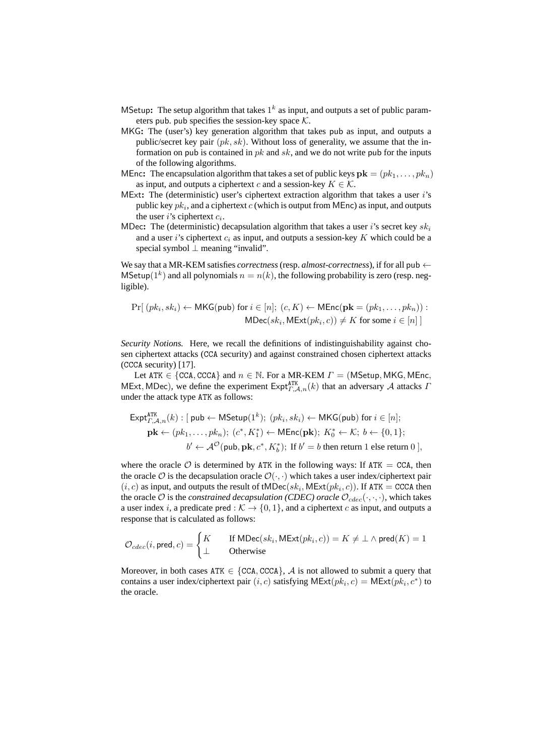**MSetup:** The setup algorithm that takes $1^k$ as input, and outputs a set of public parameters pub. pub specifies the session-key space $\mathcal{K}$.

**MKG:** The (user's) key generation algorithm that takes pub as input, and outputs a public/secret key pair $(pk, sk)$. Without loss of generality, we assume that the information on pub is contained in $pk$ and $sk$, and we do not write pub for the inputs of the following algorithms.

**MEnc:** The encapsulation algorithm that takes a set of public keys $\mathbf{pk} = (pk_1, \dots, pk_n)$ as input, and outputs a ciphertext $c$ and a session-key $K \in \mathcal{K}$.

**MExt:** The (deterministic) user's ciphertext extraction algorithm that takes a user $i$'s public key $pk_i$, and a ciphertext $c$ (which is output from MEnc) as input, and outputs the user $i$'s ciphertext $c_i$.

**MDec:** The (deterministic) decapsulation algorithm that takes a user $i$'s secret key $sk_i$ and a user $i$'s ciphertext $c_i$ as input, and outputs a session-key $K$ which could be a special symbol $\perp$ meaning "invalid".

We say that a MR-KEM satisfies *correctness* (resp. *almost-correctness*), if for all $\mathsf{pub} \leftarrow \mathsf{MSetup}(1^k)$ and all polynomials $n = n(k)$, the following probability is zero (resp. negligible).

$$\Pr[\ (pk_i, sk_i) \leftarrow \mathsf{MKG}(\mathsf{pub}) \text{ for } i \in [n];\ (c, K) \leftarrow \mathsf{MEnc}(\mathbf{pk} = (pk_1, \dots, pk_n)) : \mathsf{MDec}(sk_i, \mathsf{MExt}(pk_i, c)) \neq K \text{ for some } i \in [n]\ ]$$

*Security Notions.* Here, we recall the definitions of indistinguishability against chosen ciphertext attacks (CCA security) and against constrained chosen ciphertext attacks (CCCA security) [17].

Let $\mathtt{ATK} \in \{\mathtt{CCA}, \mathtt{CCCA}\}$ and $n \in \mathbb{N}$. For a MR-KEM $\Gamma = (\mathsf{MSetup}, \mathsf{MKG}, \mathsf{MEnc}, \mathsf{MExt}, \mathsf{MDec})$, we define the experiment $\mathsf{Expt}^{\mathtt{ATK}}_{\Gamma,\mathcal{A},n}(k)$ that an adversary $\mathcal{A}$ attacks $\Gamma$ under the attack type ATK as follows:

$$\begin{aligned} \mathsf{Expt}^{\mathtt{ATK}}_{\Gamma,\mathcal{A},n}(k) : [\ & \mathsf{pub} \leftarrow \mathsf{MSetup}(1^k);\ (pk_i, sk_i) \leftarrow \mathsf{MKG}(\mathsf{pub}) \text{ for } i \in [n]; \\ & \mathbf{pk} \leftarrow (pk_1, \dots, pk_n);\ (c^*, K_1^*) \leftarrow \mathsf{MEnc}(\mathbf{pk});\ K_0^* \leftarrow \mathcal{K};\ b \leftarrow \{0,1\}; \\ & b' \leftarrow \mathcal{A}^{\mathcal{O}}(\mathsf{pub}, \mathbf{pk}, c^*, K_b^*);\ \text{If } b' = b \text{ then return 1 else return 0}\ ], \end{aligned}$$

where the oracle $\mathcal{O}$ is determined by ATK in the following ways: If $\mathtt{ATK} = \mathtt{CCA}$, then the oracle $\mathcal{O}$ is the decapsulation oracle $\mathcal{O}(\cdot,\cdot)$ which takes a user index/ciphertext pair $(i, c)$ as input, and outputs the result of $\mathsf{tMDec}(sk_i, \mathsf{MExt}(pk_i, c))$. If $\mathtt{ATK} = \mathtt{CCCA}$ then the oracle $\mathcal{O}$ is the *constrained decapsulation (CDEC) oracle* $\mathcal{O}_{cdec}(\cdot,\cdot,\cdot)$, which takes a user index $i$, a predicate $\mathsf{pred} : \mathcal{K} \to \{0,1\}$, and a ciphertext $c$ as input, and outputs a response that is calculated as follows:

$$\mathcal{O}_{cdec}(i, \mathsf{pred}, c) = \begin{cases} K & \text{If } \mathsf{MDec}(sk_i, \mathsf{MExt}(pk_i, c)) = K \neq \perp \wedge \mathsf{pred}(K) = 1 \\ \perp & \text{Otherwise} \end{cases}$$

Moreover, in both cases $\mathtt{ATK} \in \{\mathtt{CCA}, \mathtt{CCCA}\}$, $\mathcal{A}$ is not allowed to submit a query that contains a user index/ciphertext pair $(i, c)$ satisfying $\mathsf{MExt}(pk_i, c) = \mathsf{MExt}(pk_i, c^*)$ to the oracle.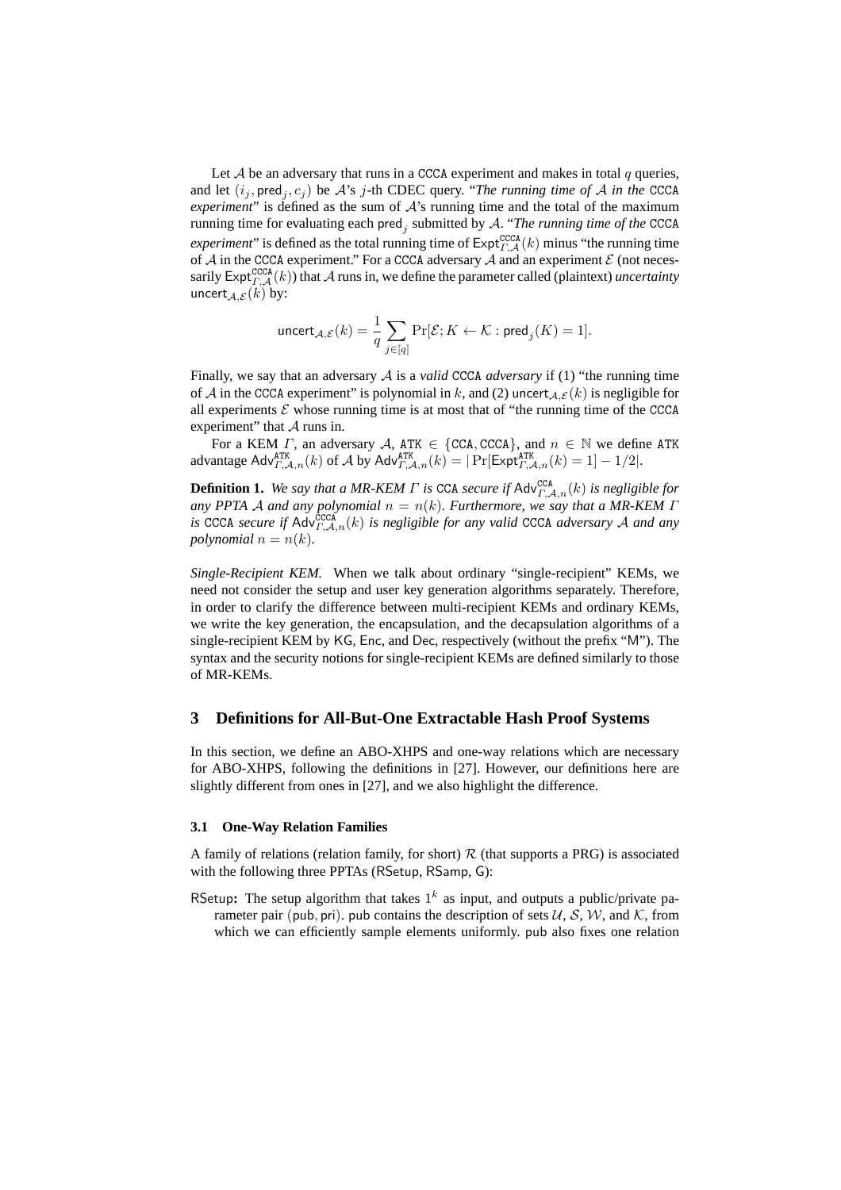Let $\mathcal{A}$ be an adversary that runs in a CCCA experiment and makes in total $q$ queries, and let $(i_j, \mathsf{pred}_j, c_j)$ be $\mathcal{A}$'s $j$-th CDEC query. "*The running time of* $\mathcal{A}$ *in the* CCCA *experiment*" is defined as the sum of $\mathcal{A}$'s running time and the total of the maximum running time for evaluating each $\mathsf{pred}_j$ submitted by $\mathcal{A}$. "*The running time of the* CCCA *experiment*" is defined as the total running time of $\mathsf{Expt}^{\mathtt{CCCA}}_{\Gamma,\mathcal{A}}(k)$ minus "the running time of $\mathcal{A}$ in the CCCA experiment." For a CCCA adversary $\mathcal{A}$ and an experiment $\mathcal{E}$ (not necessarily $\mathsf{Expt}^{\mathtt{CCCA}}_{\Gamma,\mathcal{A}}(k)$) that $\mathcal{A}$ runs in, we define the parameter called (plaintext) *uncertainty* $\mathsf{uncert}_{\mathcal{A},\mathcal{E}}(k)$ by:

$$\mathsf{uncert}_{\mathcal{A},\mathcal{E}}(k) = \frac{1}{q}\sum_{j\in[q]} \Pr[\mathcal{E}; K \leftarrow \mathcal{K} : \mathsf{pred}_j(K) = 1].$$

Finally, we say that an adversary $\mathcal{A}$ is a *valid* CCCA *adversary* if (1) "the running time of $\mathcal{A}$ in the CCCA experiment" is polynomial in $k$, and (2) $\mathsf{uncert}_{\mathcal{A},\mathcal{E}}(k)$ is negligible for all experiments $\mathcal{E}$ whose running time is at most that of "the running time of the CCCA experiment" that $\mathcal{A}$ runs in.

For a KEM $\Gamma$, an adversary $\mathcal{A}$, $\mathtt{ATK} \in \{\mathtt{CCA}, \mathtt{CCCA}\}$, and $n \in \mathbb{N}$ we define ATK advantage $\mathsf{Adv}^{\mathtt{ATK}}_{\Gamma,\mathcal{A},n}(k)$ of $\mathcal{A}$ by $\mathsf{Adv}^{\mathtt{ATK}}_{\Gamma,\mathcal{A},n}(k) = |\Pr[\mathsf{Expt}^{\mathtt{ATK}}_{\Gamma,\mathcal{A},n}(k) = 1] - 1/2|$.

**Definition 1.** *We say that a MR-KEM $\Gamma$ is* CCA *secure if $\mathsf{Adv}^{\mathtt{CCA}}_{\Gamma,\mathcal{A},n}(k)$ is negligible for any PPTA $\mathcal{A}$ and any polynomial $n = n(k)$. Furthermore, we say that a MR-KEM $\Gamma$ is* CCCA *secure if $\mathsf{Adv}^{\mathtt{CCCA}}_{\Gamma,\mathcal{A},n}(k)$ is negligible for any valid* CCCA *adversary $\mathcal{A}$ and any polynomial $n = n(k)$.*

*Single-Recipient KEM.* When we talk about ordinary "single-recipient" KEMs, we need not consider the setup and user key generation algorithms separately. Therefore, in order to clarify the difference between multi-recipient KEMs and ordinary KEMs, we write the key generation, the encapsulation, and the decapsulation algorithms of a single-recipient KEM by $\mathsf{KG}$, $\mathsf{Enc}$, and $\mathsf{Dec}$, respectively (without the prefix "M"). The syntax and the security notions for single-recipient KEMs are defined similarly to those of MR-KEMs.

## 3 Definitions for All-But-One Extractable Hash Proof Systems

In this section, we define an ABO-XHPS and one-way relations which are necessary for ABO-XHPS, following the definitions in [27]. However, our definitions here are slightly different from ones in [27], and we also highlight the difference.

### 3.1 One-Way Relation Families

A family of relations (relation family, for short) $\mathcal{R}$ (that supports a PRG) is associated with the following three PPTAs ($\mathsf{RSetup}$, $\mathsf{RSamp}$, $\mathsf{G}$):

$\mathsf{RSetup}$**:** The setup algorithm that takes $1^k$ as input, and outputs a public/private parameter pair $(\mathsf{pub}, \mathsf{pri})$. $\mathsf{pub}$ contains the description of sets $\mathcal{U}$, $\mathcal{S}$, $\mathcal{W}$, and $\mathcal{K}$, from which we can efficiently sample elements uniformly. $\mathsf{pub}$ also fixes one relation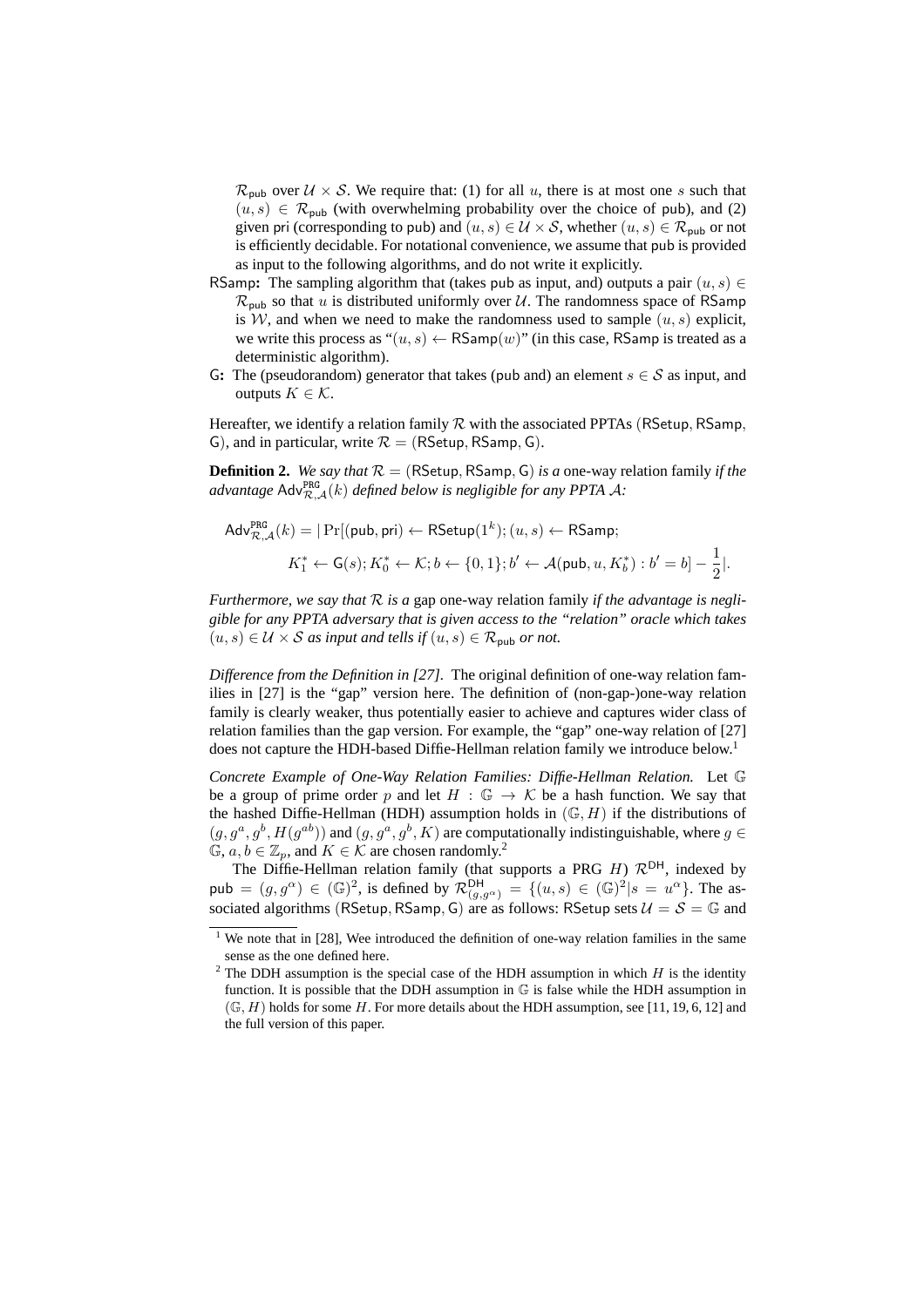$\mathcal{R}_{\mathsf{pub}}$ over $\mathcal{U} \times \mathcal{S}$. We require that: (1) for all $u$, there is at most one $s$ such that $(u, s) \in \mathcal{R}_{\mathsf{pub}}$ (with overwhelming probability over the choice of pub), and (2) given pri (corresponding to pub) and $(u, s) \in \mathcal{U} \times \mathcal{S}$, whether $(u, s) \in \mathcal{R}_{\mathsf{pub}}$ or not is efficiently decidable. For notational convenience, we assume that pub is provided as input to the following algorithms, and do not write it explicitly.

**RSamp:** The sampling algorithm that (takes pub as input, and) outputs a pair $(u, s) \in \mathcal{R}_{\mathsf{pub}}$ so that $u$ is distributed uniformly over $\mathcal{U}$. The randomness space of RSamp is $\mathcal{W}$, and when we need to make the randomness used to sample $(u, s)$ explicit, we write this process as "$(u, s) \leftarrow \mathsf{RSamp}(w)$" (in this case, RSamp is treated as a deterministic algorithm).

**G:** The (pseudorandom) generator that takes (pub and) an element $s \in \mathcal{S}$ as input, and outputs $K \in \mathcal{K}$.

Hereafter, we identify a relation family $\mathcal{R}$ with the associated PPTAs (RSetup, RSamp, G), and in particular, write $\mathcal{R} = (\mathsf{RSetup}, \mathsf{RSamp}, \mathsf{G})$.

**Definition 2.** *We say that $\mathcal{R} = (\mathsf{RSetup}, \mathsf{RSamp}, \mathsf{G})$ is a* one-way relation family *if the advantage $\mathsf{Adv}^{\mathtt{PRG}}_{\mathcal{R},\mathcal{A}}(k)$ defined below is negligible for any PPTA $\mathcal{A}$:*

$$\mathsf{Adv}^{\mathtt{PRG}}_{\mathcal{R},\mathcal{A}}(k) = |\Pr[(\mathsf{pub}, \mathsf{pri}) \leftarrow \mathsf{RSetup}(1^k); (u, s) \leftarrow \mathsf{RSamp};$$
$$K_1^* \leftarrow \mathsf{G}(s); K_0^* \leftarrow \mathcal{K}; b \leftarrow \{0, 1\}; b' \leftarrow \mathcal{A}(\mathsf{pub}, u, K_b^*) : b' = b] - \frac{1}{2}|.$$

*Furthermore, we say that $\mathcal{R}$ is a* gap one-way relation family *if the advantage is negligible for any PPTA adversary that is given access to the "relation" oracle which takes $(u, s) \in \mathcal{U} \times \mathcal{S}$ as input and tells if $(u, s) \in \mathcal{R}_{\mathsf{pub}}$ or not.*

*Difference from the Definition in [27].* The original definition of one-way relation families in [27] is the "gap" version here. The definition of (non-gap-)one-way relation family is clearly weaker, thus potentially easier to achieve and captures wider class of relation families than the gap version. For example, the "gap" one-way relation of [27] does not capture the HDH-based Diffie-Hellman relation family we introduce below.[1]

*Concrete Example of One-Way Relation Families: Diffie-Hellman Relation.* Let $\mathbb{G}$ be a group of prime order $p$ and let $H : \mathbb{G} \rightarrow \mathcal{K}$ be a hash function. We say that the hashed Diffie-Hellman (HDH) assumption holds in $(\mathbb{G}, H)$ if the distributions of $(g, g^a, g^b, H(g^{ab}))$ and $(g, g^a, g^b, K)$ are computationally indistinguishable, where $g \in \mathbb{G}$, $a, b \in \mathbb{Z}_p$, and $K \in \mathcal{K}$ are chosen randomly.[2]

The Diffie-Hellman relation family (that supports a PRG $H$) $\mathcal{R}^{\mathsf{DH}}$, indexed by $\mathsf{pub} = (g, g^\alpha) \in (\mathbb{G})^2$, is defined by $\mathcal{R}^{\mathsf{DH}}_{(g,g^\alpha)} = \{(u, s) \in (\mathbb{G})^2 | s = u^\alpha\}$. The associated algorithms (RSetup, RSamp, G) are as follows: RSetup sets $\mathcal{U} = \mathcal{S} = \mathbb{G}$ and

---

[1] We note that in [28], Wee introduced the definition of one-way relation families in the same sense as the one defined here.

[2] The DDH assumption is the special case of the HDH assumption in which $H$ is the identity function. It is possible that the DDH assumption in $\mathbb{G}$ is false while the HDH assumption in $(\mathbb{G}, H)$ holds for some $H$. For more details about the HDH assumption, see [11, 19, 6, 12] and the full version of this paper.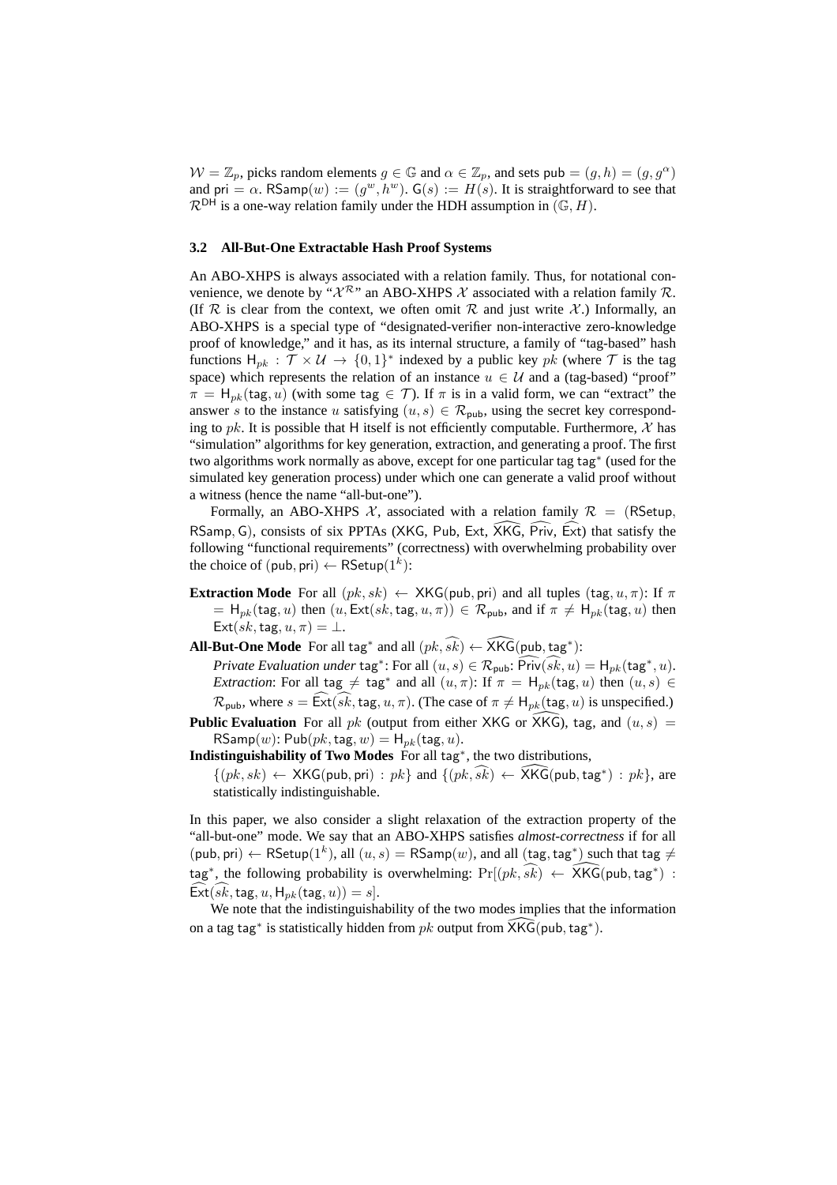$\mathcal{W} = \mathbb{Z}_p$, picks random elements $g \in \mathbb{G}$ and $\alpha \in \mathbb{Z}_p$, and sets $\mathsf{pub} = (g, h) = (g, g^\alpha)$ and $\mathsf{pri} = \alpha$. $\mathsf{RSamp}(w) := (g^w, h^w)$. $\mathsf{G}(s) := H(s)$. It is straightforward to see that $\mathcal{R}^{\mathsf{DH}}$ is a one-way relation family under the HDH assumption in $(\mathbb{G}, H)$.

### 3.2 All-But-One Extractable Hash Proof Systems

An ABO-XHPS is always associated with a relation family. Thus, for notational convenience, we denote by "$\mathcal{X}^{\mathcal{R}}$" an ABO-XHPS $\mathcal{X}$ associated with a relation family $\mathcal{R}$. (If $\mathcal{R}$ is clear from the context, we often omit $\mathcal{R}$ and just write $\mathcal{X}$.) Informally, an ABO-XHPS is a special type of "designated-verifier non-interactive zero-knowledge proof of knowledge," and it has, as its internal structure, a family of "tag-based" hash functions $\mathsf{H}_{pk} : \mathcal{T} \times \mathcal{U} \rightarrow \{0,1\}^*$ indexed by a public key $pk$ (where $\mathcal{T}$ is the tag space) which represents the relation of an instance $u \in \mathcal{U}$ and a (tag-based) "proof" $\pi = \mathsf{H}_{pk}(\mathsf{tag}, u)$ (with some $\mathsf{tag} \in \mathcal{T}$). If $\pi$ is in a valid form, we can "extract" the answer $s$ to the instance $u$ satisfying $(u, s) \in \mathcal{R}_{\mathsf{pub}}$, using the secret key corresponding to $pk$. It is possible that $\mathsf{H}$ itself is not efficiently computable. Furthermore, $\mathcal{X}$ has "simulation" algorithms for key generation, extraction, and generating a proof. The first two algorithms work normally as above, except for one particular tag $\mathsf{tag}^*$ (used for the simulated key generation process) under which one can generate a valid proof without a witness (hence the name "all-but-one").

Formally, an ABO-XHPS $\mathcal{X}$, associated with a relation family $\mathcal{R} = (\mathsf{RSetup}, \mathsf{RSamp}, \mathsf{G})$, consists of six PPTAs $(\mathsf{XKG}, \mathsf{Pub}, \mathsf{Ext}, \widehat{\mathsf{XKG}}, \widehat{\mathsf{Priv}}, \widehat{\mathsf{Ext}})$ that satisfy the following "functional requirements" (correctness) with overwhelming probability over the choice of $(\mathsf{pub}, \mathsf{pri}) \leftarrow \mathsf{RSetup}(1^k)$:

**Extraction Mode** For all $(pk, sk) \leftarrow \mathsf{XKG}(\mathsf{pub}, \mathsf{pri})$ and all tuples $(\mathsf{tag}, u, \pi)$: If $\pi = \mathsf{H}_{pk}(\mathsf{tag}, u)$ then $(u, \mathsf{Ext}(sk, \mathsf{tag}, u, \pi)) \in \mathcal{R}_{\mathsf{pub}}$, and if $\pi \neq \mathsf{H}_{pk}(\mathsf{tag}, u)$ then $\mathsf{Ext}(sk, \mathsf{tag}, u, \pi) = \bot$.

**All-But-One Mode** For all $\mathsf{tag}^*$ and all $(pk, \widehat{sk}) \leftarrow \widehat{\mathsf{XKG}}(\mathsf{pub}, \mathsf{tag}^*)$:

*Private Evaluation under* $\mathsf{tag}^*$: For all $(u, s) \in \mathcal{R}_{\mathsf{pub}}$: $\widehat{\mathsf{Priv}}(\widehat{sk}, u) = \mathsf{H}_{pk}(\mathsf{tag}^*, u)$.

*Extraction*: For all $\mathsf{tag} \neq \mathsf{tag}^*$ and all $(u, \pi)$: If $\pi = \mathsf{H}_{pk}(\mathsf{tag}, u)$ then $(u, s) \in \mathcal{R}_{\mathsf{pub}}$, where $s = \widehat{\mathsf{Ext}}(\widehat{sk}, \mathsf{tag}, u, \pi)$. (The case of $\pi \neq \mathsf{H}_{pk}(\mathsf{tag}, u)$ is unspecified.)

**Public Evaluation** For all $pk$ (output from either $\mathsf{XKG}$ or $\widehat{\mathsf{XKG}}$), $\mathsf{tag}$, and $(u, s) = \mathsf{RSamp}(w)$: $\mathsf{Pub}(pk, \mathsf{tag}, w) = \mathsf{H}_{pk}(\mathsf{tag}, u)$.

**Indistinguishability of Two Modes** For all $\mathsf{tag}^*$, the two distributions, $\{(pk, sk) \leftarrow \mathsf{XKG}(\mathsf{pub}, \mathsf{pri}) : pk\}$ and $\{(pk, \widehat{sk}) \leftarrow \widehat{\mathsf{XKG}}(\mathsf{pub}, \mathsf{tag}^*) : pk\}$, are statistically indistinguishable.

In this paper, we also consider a slight relaxation of the extraction property of the "all-but-one" mode. We say that an ABO-XHPS satisfies *almost-correctness* if for all $(\mathsf{pub}, \mathsf{pri}) \leftarrow \mathsf{RSetup}(1^k)$, all $(u, s) = \mathsf{RSamp}(w)$, and all $(\mathsf{tag}, \mathsf{tag}^*)$ such that $\mathsf{tag} \neq \mathsf{tag}^*$, the following probability is overwhelming: $\Pr[(pk, \widehat{sk}) \leftarrow \widehat{\mathsf{XKG}}(\mathsf{pub}, \mathsf{tag}^*) : \widehat{\mathsf{Ext}}(\widehat{sk}, \mathsf{tag}, u, \mathsf{H}_{pk}(\mathsf{tag}, u)) = s]$.

We note that the indistinguishability of the two modes implies that the information on a tag $\mathsf{tag}^*$ is statistically hidden from $pk$ output from $\widehat{\mathsf{XKG}}(\mathsf{pub}, \mathsf{tag}^*)$.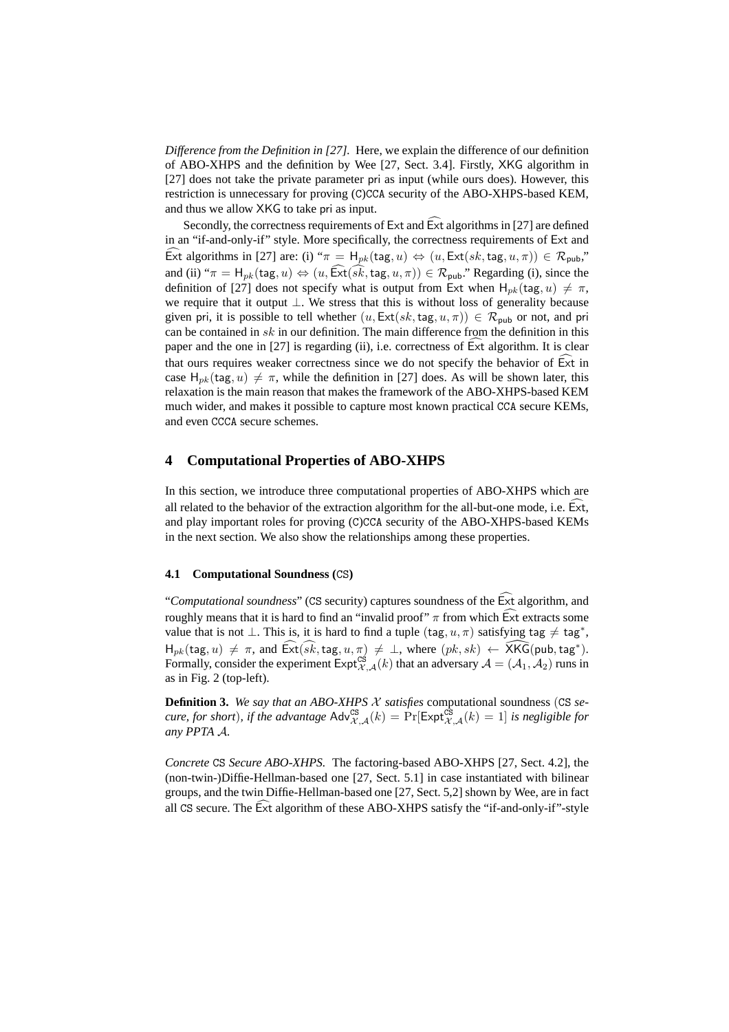*Difference from the Definition in [27].* Here, we explain the difference of our definition of ABO-XHPS and the definition by Wee [27, Sect. 3.4]. Firstly, $\mathsf{XKG}$ algorithm in [27] does not take the private parameter $\mathsf{pri}$ as input (while ours does). However, this restriction is unnecessary for proving (C)CCA security of the ABO-XHPS-based KEM, and thus we allow $\mathsf{XKG}$ to take $\mathsf{pri}$ as input.

Secondly, the correctness requirements of $\mathsf{Ext}$ and $\widehat{\mathsf{Ext}}$ algorithms in [27] are defined in an "if-and-only-if" style. More specifically, the correctness requirements of $\mathsf{Ext}$ and $\widehat{\mathsf{Ext}}$ algorithms in [27] are: (i) "$\pi = \mathsf{H}_{pk}(\mathsf{tag}, u) \Leftrightarrow (u, \mathsf{Ext}(sk, \mathsf{tag}, u, \pi)) \in \mathcal{R}_{\mathsf{pub}}$," and (ii) "$\pi = \mathsf{H}_{pk}(\mathsf{tag}, u) \Leftrightarrow (u, \widehat{\mathsf{Ext}}(\widehat{sk}, \mathsf{tag}, u, \pi)) \in \mathcal{R}_{\mathsf{pub}}$." Regarding (i), since the definition of [27] does not specify what is output from $\mathsf{Ext}$ when $\mathsf{H}_{pk}(\mathsf{tag}, u) \neq \pi$, we require that it output $\perp$. We stress that this is without loss of generality because given $\mathsf{pri}$, it is possible to tell whether $(u, \mathsf{Ext}(sk, \mathsf{tag}, u, \pi)) \in \mathcal{R}_{\mathsf{pub}}$ or not, and $\mathsf{pri}$ can be contained in $sk$ in our definition. The main difference from the definition in this paper and the one in [27] is regarding (ii), i.e. correctness of $\widehat{\mathsf{Ext}}$ algorithm. It is clear that ours requires weaker correctness since we do not specify the behavior of $\widehat{\mathsf{Ext}}$ in case $\mathsf{H}_{pk}(\mathsf{tag}, u) \neq \pi$, while the definition in [27] does. As will be shown later, this relaxation is the main reason that makes the framework of the ABO-XHPS-based KEM much wider, and makes it possible to capture most known practical CCA secure KEMs, and even CCCA secure schemes.

## 4 Computational Properties of ABO-XHPS

In this section, we introduce three computational properties of ABO-XHPS which are all related to the behavior of the extraction algorithm for the all-but-one mode, i.e. $\widehat{\mathsf{Ext}}$, and play important roles for proving (C)CCA security of the ABO-XHPS-based KEMs in the next section. We also show the relationships among these properties.

### 4.1 Computational Soundness (CS)

"*Computational soundness*" (CS security) captures soundness of the $\widehat{\mathsf{Ext}}$ algorithm, and roughly means that it is hard to find an "invalid proof" $\pi$ from which $\widehat{\mathsf{Ext}}$ extracts some value that is not $\perp$. This is, it is hard to find a tuple $(\mathsf{tag}, u, \pi)$ satisfying $\mathsf{tag} \neq \mathsf{tag}^*$, $\mathsf{H}_{pk}(\mathsf{tag}, u) \neq \pi$, and $\widehat{\mathsf{Ext}}(\widehat{sk}, \mathsf{tag}, u, \pi) \neq \perp$, where $(pk, sk) \leftarrow \widehat{\mathsf{XKG}}(\mathsf{pub}, \mathsf{tag}^*)$. Formally, consider the experiment $\mathsf{Expt}^{\mathtt{CS}}_{\mathcal{X},\mathcal{A}}(k)$ that an adversary $\mathcal{A} = (\mathcal{A}_1, \mathcal{A}_2)$ runs in as in Fig. 2 (top-left).

**Definition 3.** *We say that an ABO-XHPS $\mathcal{X}$ satisfies* computational soundness (CS *secure, for short*)*, if the advantage $\mathsf{Adv}^{\mathtt{CS}}_{\mathcal{X},\mathcal{A}}(k) = \Pr[\mathsf{Expt}^{\mathtt{CS}}_{\mathcal{X},\mathcal{A}}(k) = 1]$ is negligible for any PPTA $\mathcal{A}$.*

*Concrete* CS *Secure ABO-XHPS.* The factoring-based ABO-XHPS [27, Sect. 4.2], the (non-twin-)Diffie-Hellman-based one [27, Sect. 5.1] in case instantiated with bilinear groups, and the twin Diffie-Hellman-based one [27, Sect. 5,2] shown by Wee, are in fact all CS secure. The $\widehat{\mathsf{Ext}}$ algorithm of these ABO-XHPS satisfy the "if-and-only-if"-style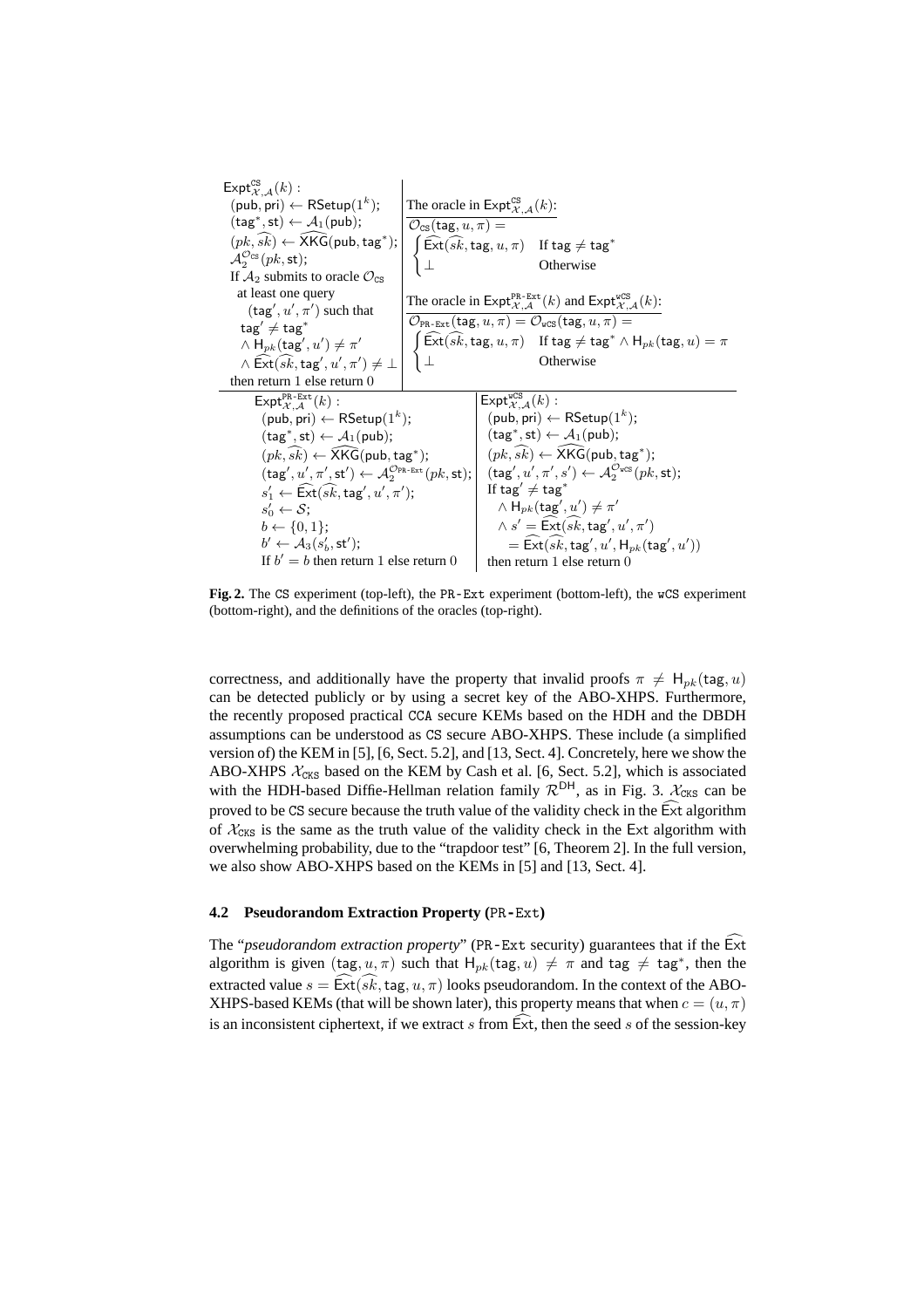$\mathsf{Expt}^{\mathtt{CS}}_{\mathcal{X},\mathcal{A}}(k)$ :
$(\mathsf{pub},\mathsf{pri}) \leftarrow \mathsf{RSetup}(1^k)$;
$(\mathsf{tag}^*,\mathsf{st}) \leftarrow \mathcal{A}_1(\mathsf{pub})$;
$(pk,\widehat{sk}) \leftarrow \widehat{\mathsf{XKG}}(\mathsf{pub},\mathsf{tag}^*)$;
$\mathcal{A}_2^{\mathcal{O}_{\mathtt{CS}}}(pk,\mathsf{st})$;
If $\mathcal{A}_2$ submits to oracle $\mathcal{O}_{\mathtt{CS}}$ at least one query $(\mathsf{tag}',u',\pi')$ such that $\mathsf{tag}' \neq \mathsf{tag}^* \wedge \mathsf{H}_{pk}(\mathsf{tag}',u') \neq \pi' \wedge \widehat{\mathsf{Ext}}(\widehat{sk},\mathsf{tag}',u',\pi') \neq \bot$
then return 1 else return 0

The oracle in $\mathsf{Expt}^{\mathtt{CS}}_{\mathcal{X},\mathcal{A}}(k)$:

$$\mathcal{O}_{\mathtt{CS}}(\mathsf{tag},u,\pi) = \begin{cases} \widehat{\mathsf{Ext}}(\widehat{sk},\mathsf{tag},u,\pi) & \text{If } \mathsf{tag} \neq \mathsf{tag}^* \\ \bot & \text{Otherwise} \end{cases}$$

The oracle in $\mathsf{Expt}^{\mathtt{PR\text{-}Ext}}_{\mathcal{X},\mathcal{A}}(k)$ and $\mathsf{Expt}^{\mathtt{wCS}}_{\mathcal{X},\mathcal{A}}(k)$:

$$\mathcal{O}_{\mathtt{PR\text{-}Ext}}(\mathsf{tag},u,\pi) = \mathcal{O}_{\mathtt{wCS}}(\mathsf{tag},u,\pi) = \begin{cases} \widehat{\mathsf{Ext}}(\widehat{sk},\mathsf{tag},u,\pi) & \text{If } \mathsf{tag} \neq \mathsf{tag}^* \wedge \mathsf{H}_{pk}(\mathsf{tag},u) = \pi \\ \bot & \text{Otherwise} \end{cases}$$

$\mathsf{Expt}^{\mathtt{PR\text{-}Ext}}_{\mathcal{X},\mathcal{A}}(k)$ :
$(\mathsf{pub},\mathsf{pri}) \leftarrow \mathsf{RSetup}(1^k)$;
$(\mathsf{tag}^*,\mathsf{st}) \leftarrow \mathcal{A}_1(\mathsf{pub})$;
$(pk,\widehat{sk}) \leftarrow \widehat{\mathsf{XKG}}(\mathsf{pub},\mathsf{tag}^*)$;
$(\mathsf{tag}',u',\pi',\mathsf{st}') \leftarrow \mathcal{A}_2^{\mathcal{O}_{\mathtt{PR\text{-}Ext}}}(pk,\mathsf{st})$;
$s'_1 \leftarrow \widehat{\mathsf{Ext}}(\widehat{sk},\mathsf{tag}',u',\pi')$;
$s'_0 \leftarrow \mathcal{S}$;
$b \leftarrow \{0,1\}$;
$b' \leftarrow \mathcal{A}_3(s'_b,\mathsf{st}')$;
If $b' = b$ then return 1 else return 0

$\mathsf{Expt}^{\mathtt{wCS}}_{\mathcal{X},\mathcal{A}}(k)$ :
$(\mathsf{pub},\mathsf{pri}) \leftarrow \mathsf{RSetup}(1^k)$;
$(\mathsf{tag}^*,\mathsf{st}) \leftarrow \mathcal{A}_1(\mathsf{pub})$;
$(pk,\widehat{sk}) \leftarrow \widehat{\mathsf{XKG}}(\mathsf{pub},\mathsf{tag}^*)$;
$(\mathsf{tag}',u',\pi',s') \leftarrow \mathcal{A}_2^{\mathcal{O}_{\mathtt{wCS}}}(pk,\mathsf{st})$;
If $\mathsf{tag}' \neq \mathsf{tag}^* \wedge \mathsf{H}_{pk}(\mathsf{tag}',u') \neq \pi' \wedge s' = \widehat{\mathsf{Ext}}(\widehat{sk},\mathsf{tag}',u',\pi') = \widehat{\mathsf{Ext}}(\widehat{sk},\mathsf{tag}',u',\mathsf{H}_{pk}(\mathsf{tag}',u'))$
then return 1 else return 0

**Fig. 2.** The CS experiment (top-left), the PR-Ext experiment (bottom-left), the wCS experiment (bottom-right), and the definitions of the oracles (top-right).

correctness, and additionally have the property that invalid proofs $\pi \neq \mathsf{H}_{pk}(\mathsf{tag},u)$ can be detected publicly or by using a secret key of the ABO-XHPS. Furthermore, the recently proposed practical CCA secure KEMs based on the HDH and the DBDH assumptions can be understood as CS secure ABO-XHPS. These include (a simplified version of) the KEM in [5], [6, Sect. 5.2], and [13, Sect. 4]. Concretely, here we show the ABO-XHPS $\mathcal{X}_{\mathtt{CKS}}$ based on the KEM by Cash et al. [6, Sect. 5.2], which is associated with the HDH-based Diffie-Hellman relation family $\mathcal{R}^{\mathsf{DH}}$, as in Fig. 3. $\mathcal{X}_{\mathtt{CKS}}$ can be proved to be CS secure because the truth value of the validity check in the $\widehat{\mathsf{Ext}}$ algorithm of $\mathcal{X}_{\mathtt{CKS}}$ is the same as the truth value of the validity check in the Ext algorithm with overwhelming probability, due to the "trapdoor test" [6, Theorem 2]. In the full version, we also show ABO-XHPS based on the KEMs in [5] and [13, Sect. 4].

### 4.2 Pseudorandom Extraction Property (PR-Ext)

The "*pseudorandom extraction property*" (PR-Ext security) guarantees that if the $\widehat{\mathsf{Ext}}$ algorithm is given $(\mathsf{tag},u,\pi)$ such that $\mathsf{H}_{pk}(\mathsf{tag},u) \neq \pi$ and $\mathsf{tag} \neq \mathsf{tag}^*$, then the extracted value $s = \widehat{\mathsf{Ext}}(\widehat{sk},\mathsf{tag},u,\pi)$ looks pseudorandom. In the context of the ABO-XHPS-based KEMs (that will be shown later), this property means that when $c = (u,\pi)$ is an inconsistent ciphertext, if we extract $s$ from $\widehat{\mathsf{Ext}}$, then the seed $s$ of the session-key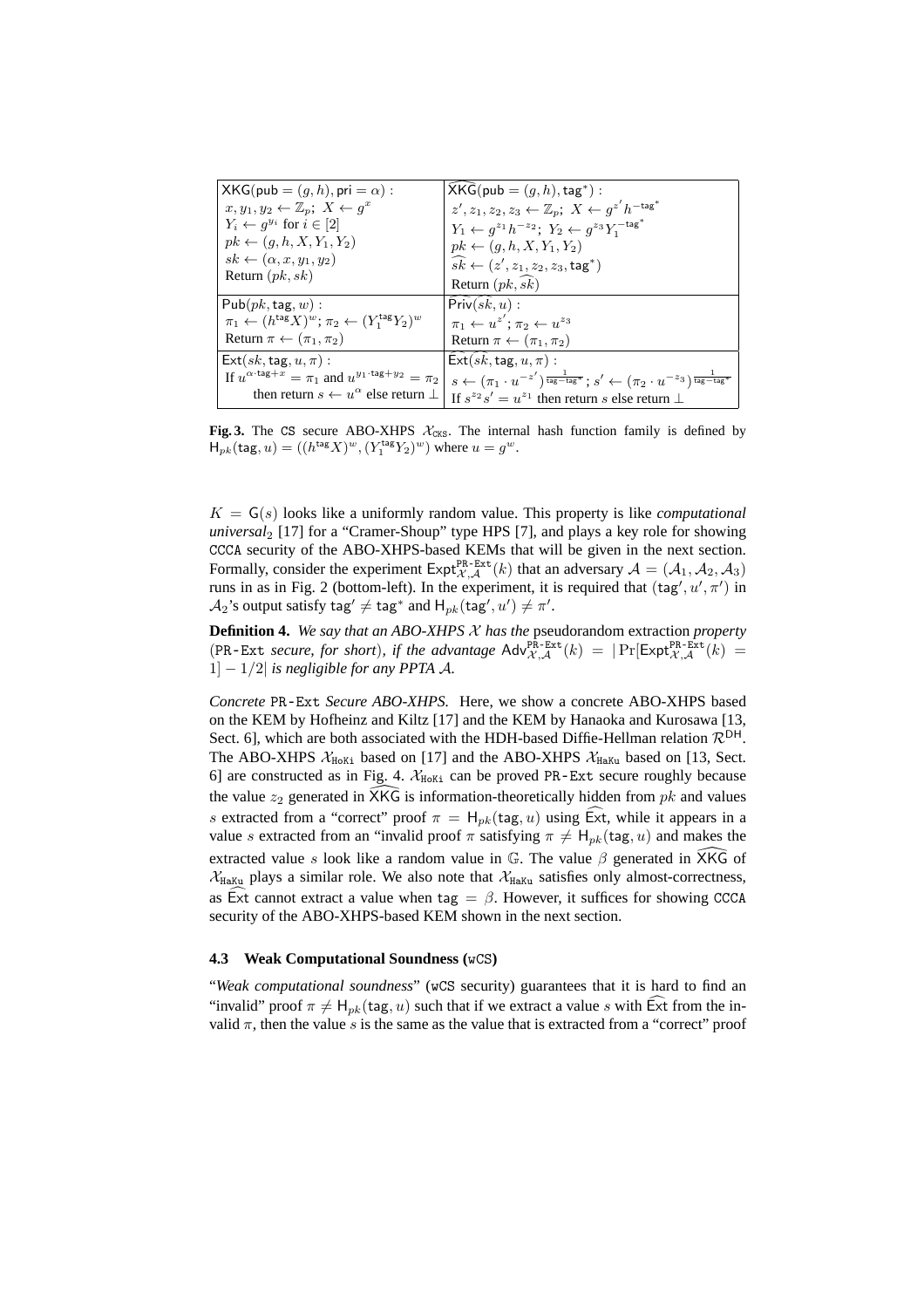| $\mathsf{XKG}(\mathsf{pub} = (g,h), \mathsf{pri} = \alpha)$ : | $\widehat{\mathsf{XKG}}(\mathsf{pub} = (g,h), \mathsf{tag}^*)$ : |
|---|---|
| $x, y_1, y_2 \leftarrow \mathbb{Z}_p$; $X \leftarrow g^x$ <br> $Y_i \leftarrow g^{y_i}$ for $i \in [2]$ <br> $pk \leftarrow (g, h, X, Y_1, Y_2)$ <br> $sk \leftarrow (\alpha, x, y_1, y_2)$ <br> Return $(pk, sk)$ | $z', z_1, z_2, z_3 \leftarrow \mathbb{Z}_p$; $X \leftarrow g^{z'} h^{-\mathsf{tag}^*}$ <br> $Y_1 \leftarrow g^{z_1} h^{-z_2}$; $Y_2 \leftarrow g^{z_3} Y_1^{-\mathsf{tag}^*}$ <br> $pk \leftarrow (g, h, X, Y_1, Y_2)$ <br> $\widehat{sk} \leftarrow (z', z_1, z_2, z_3, \mathsf{tag}^*)$ <br> Return $(pk, \widehat{sk})$ |
| $\mathsf{Pub}(pk, \mathsf{tag}, w)$ : <br> $\pi_1 \leftarrow (h^{\mathsf{tag}} X)^w$; $\pi_2 \leftarrow (Y_1^{\mathsf{tag}} Y_2)^w$ <br> Return $\pi \leftarrow (\pi_1, \pi_2)$ | $\widehat{\mathsf{Priv}}(\widehat{sk}, u)$ : <br> $\pi_1 \leftarrow u^{z'}$; $\pi_2 \leftarrow u^{z_3}$ <br> Return $\pi \leftarrow (\pi_1, \pi_2)$ |
| $\mathsf{Ext}(sk, \mathsf{tag}, u, \pi)$ : <br> If $u^{\alpha \cdot \mathsf{tag} + x} = \pi_1$ and $u^{y_1 \cdot \mathsf{tag} + y_2} = \pi_2$ <br> then return $s \leftarrow u^{\alpha}$ else return $\perp$ | $\widehat{\mathsf{Ext}}(\widehat{sk}, \mathsf{tag}, u, \pi)$ : <br> $s \leftarrow (\pi_1 \cdot u^{-z'})^{\frac{1}{\mathsf{tag} - \mathsf{tag}^*}}$; $s' \leftarrow (\pi_2 \cdot u^{-z_3})^{\frac{1}{\mathsf{tag} - \mathsf{tag}^*}}$ <br> If $s^{z_2} s' = u^{z_1}$ then return $s$ else return $\perp$ |

**Fig. 3.** The CS secure ABO-XHPS $\mathcal{X}_{\mathtt{CKS}}$. The internal hash function family is defined by $\mathsf{H}_{pk}(\mathsf{tag}, u) = ((h^{\mathsf{tag}} X)^w, (Y_1^{\mathsf{tag}} Y_2)^w)$ where $u = g^w$.

$K = \mathsf{G}(s)$ looks like a uniformly random value. This property is like *computational universal*$_2$ [17] for a "Cramer-Shoup" type HPS [7], and plays a key role for showing CCCA security of the ABO-XHPS-based KEMs that will be given in the next section. Formally, consider the experiment $\mathsf{Expt}^{\mathtt{PR\text{-}Ext}}_{\mathcal{X},\mathcal{A}}(k)$ that an adversary $\mathcal{A} = (\mathcal{A}_1, \mathcal{A}_2, \mathcal{A}_3)$ runs in as in Fig. 2 (bottom-left). In the experiment, it is required that $(\mathsf{tag}', u', \pi')$ in $\mathcal{A}_2$'s output satisfy $\mathsf{tag}' \neq \mathsf{tag}^*$ and $\mathsf{H}_{pk}(\mathsf{tag}', u') \neq \pi'$.

**Definition 4.** *We say that an ABO-XHPS $\mathcal{X}$ has the* pseudorandom extraction *property* (PR-Ext *secure, for short*)*, if the advantage* $\mathsf{Adv}^{\mathtt{PR\text{-}Ext}}_{\mathcal{X},\mathcal{A}}(k) = |\Pr[\mathsf{Expt}^{\mathtt{PR\text{-}Ext}}_{\mathcal{X},\mathcal{A}}(k) = 1] - 1/2|$ *is negligible for any PPTA* $\mathcal{A}$.

*Concrete* PR-Ext *Secure ABO-XHPS.* Here, we show a concrete ABO-XHPS based on the KEM by Hofheinz and Kiltz [17] and the KEM by Hanaoka and Kurosawa [13, Sect. 6], which are both associated with the HDH-based Diffie-Hellman relation $\mathcal{R}^{\mathsf{DH}}$. The ABO-XHPS $\mathcal{X}_{\mathtt{HoKi}}$ based on [17] and the ABO-XHPS $\mathcal{X}_{\mathtt{HaKu}}$ based on [13, Sect. 6] are constructed as in Fig. 4. $\mathcal{X}_{\mathtt{HoKi}}$ can be proved PR-Ext secure roughly because the value $z_2$ generated in $\widehat{\mathsf{XKG}}$ is information-theoretically hidden from $pk$ and values $s$ extracted from a "correct" proof $\pi = \mathsf{H}_{pk}(\mathsf{tag}, u)$ using $\widehat{\mathsf{Ext}}$, while it appears in a value $s$ extracted from an "invalid proof $\pi$ satisfying $\pi \neq \mathsf{H}_{pk}(\mathsf{tag}, u)$ and makes the extracted value $s$ look like a random value in $\mathbb{G}$. The value $\beta$ generated in $\widehat{\mathsf{XKG}}$ of $\mathcal{X}_{\mathtt{HaKu}}$ plays a similar role. We also note that $\mathcal{X}_{\mathtt{HaKu}}$ satisfies only almost-correctness, as $\widehat{\mathsf{Ext}}$ cannot extract a value when $\mathsf{tag} = \beta$. However, it suffices for showing CCCA security of the ABO-XHPS-based KEM shown in the next section.

### 4.3 Weak Computational Soundness (wCS)

"*Weak computational soundness*" (wCS security) guarantees that it is hard to find an "invalid" proof $\pi \neq \mathsf{H}_{pk}(\mathsf{tag}, u)$ such that if we extract a value $s$ with $\widehat{\mathsf{Ext}}$ from the invalid $\pi$, then the value $s$ is the same as the value that is extracted from a "correct" proof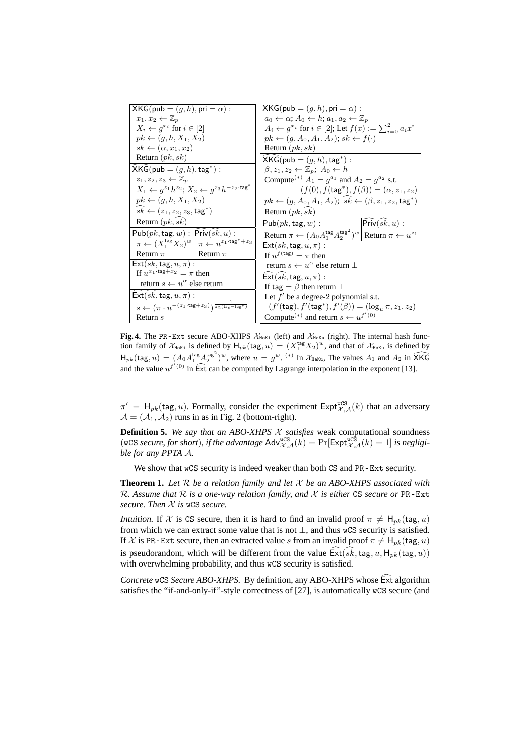| $\mathsf{XKG}(\mathsf{pub}=(g,h),\mathsf{pri}=\alpha)$ : | | $\mathsf{XKG}(\mathsf{pub}=(g,h),\mathsf{pri}=\alpha)$ : | |
|---|---|---|---|
| $x_1,x_2 \leftarrow \mathbb{Z}_p$ | | $a_0 \leftarrow \alpha$; $A_0 \leftarrow h$; $a_1,a_2 \leftarrow \mathbb{Z}_p$ | |
| $X_i \leftarrow g^{x_i}$ for $i \in [2]$ | | $A_i \leftarrow g^{x_i}$ for $i \in [2]$; Let $f(x) := \sum_{i=0}^{2} a_i x^i$ | |
| $pk \leftarrow (g,h,X_1,X_2)$ | | $pk \leftarrow (g,A_0,A_1,A_2)$; $sk \leftarrow f(\cdot)$ | |
| $sk \leftarrow (\alpha,x_1,x_2)$ | | Return $(pk,sk)$ | |
| Return $(pk,sk)$ | | $\widehat{\mathsf{XKG}}(\mathsf{pub}=(g,h),\mathsf{tag}^*)$ : | |
| $\widehat{\mathsf{XKG}}(\mathsf{pub}=(g,h),\mathsf{tag}^*)$ : | | $\beta,z_1,z_2 \leftarrow \mathbb{Z}_p$; $A_0 \leftarrow h$ | |
| $z_1,z_2,z_3 \leftarrow \mathbb{Z}_p$ | | Compute$^{(*)}$ $A_1 = g^{a_1}$ and $A_2 = g^{a_2}$ s.t. | |
| $X_1 \leftarrow g^{z_1}h^{z_2}$; $X_2 \leftarrow g^{z_3}h^{-z_2\cdot\mathsf{tag}^*}$ | | $(f(0),f(\mathsf{tag}^*),f(\beta)) = (\alpha,z_1,z_2)$ | |
| $pk \leftarrow (g,h,X_1,X_2)$ | | $pk \leftarrow (g,A_0,A_1,A_2)$; $\widehat{sk} \leftarrow (\beta,z_1,z_2,\mathsf{tag}^*)$ | |
| $\widehat{sk} \leftarrow (z_1,z_2,z_3,\mathsf{tag}^*)$ | | Return $(pk,\widehat{sk})$ | |
| Return $(pk,\widehat{sk})$ | | $\mathsf{Pub}(pk,\mathsf{tag},w)$ : | $\widehat{\mathsf{Priv}}(\widehat{sk},u)$ : |
| $\mathsf{Pub}(pk,\mathsf{tag},w)$ : | $\widehat{\mathsf{Priv}}(\widehat{sk},u)$ : | Return $\pi \leftarrow (A_0 A_1^{\mathsf{tag}} A_2^{\mathsf{tag}^2})^w$ | Return $\pi \leftarrow u^{z_1}$ |
| $\pi \leftarrow (X_1^{\mathsf{tag}} X_2)^w$ | $\pi \leftarrow u^{z_1\cdot\mathsf{tag}^*+z_3}$ | $\mathsf{Ext}(sk,\mathsf{tag},u,\pi)$ : | |
| Return $\pi$ | Return $\pi$ | If $u^{f(\mathsf{tag})} = \pi$ then | |
| $\mathsf{Ext}(sk,\mathsf{tag},u,\pi)$ : | | return $s \leftarrow u^{\alpha}$ else return $\perp$ | |
| If $u^{x_1\cdot\mathsf{tag}+x_2} = \pi$ then | | $\widehat{\mathsf{Ext}}(\widehat{sk},\mathsf{tag},u,\pi)$ : | |
| return $s \leftarrow u^{\alpha}$ else return $\perp$ | | If $\mathsf{tag} = \beta$ then return $\perp$ | |
| $\widehat{\mathsf{Ext}}(\widehat{sk},\mathsf{tag},u,\pi)$ : | | Let $f'$ be a degree-2 polynomial s.t. | |
| $s \leftarrow (\pi \cdot u^{-(z_1\cdot\mathsf{tag}+z_3)})^{\frac{1}{z_2(\mathsf{tag}-\mathsf{tag}^*)}}$ | | $(f'(\mathsf{tag}),f'(\mathsf{tag}^*),f'(\beta)) = (\log_u \pi, z_1, z_2)$ | |
| Return $s$ | | Compute$^{(*)}$ and return $s \leftarrow u^{f'(0)}$ | |

**Fig. 4.** The PR-Ext secure ABO-XHPS $\mathcal{X}_{\mathtt{HoKi}}$ (left) and $\mathcal{X}_{\mathtt{HaKu}}$ (right). The internal hash function family of $\mathcal{X}_{\mathtt{HoKi}}$ is defined by $\mathsf{H}_{pk}(\mathsf{tag},u) = (X_1^{\mathsf{tag}} X_2)^w$, and that of $\mathcal{X}_{\mathtt{HaKu}}$ is defined by $\mathsf{H}_{pk}(\mathsf{tag},u) = (A_0 A_1^{\mathsf{tag}} A_2^{\mathsf{tag}^2})^w$, where $u = g^w$. $^{(*)}$ In $\mathcal{X}_{\mathtt{HaKu}}$, The values $A_1$ and $A_2$ in $\widehat{\mathsf{XKG}}$ and the value $u^{f'(0)}$ in $\widehat{\mathsf{Ext}}$ can be computed by Lagrange interpolation in the exponent [13].

$\pi' = \mathsf{H}_{pk}(\mathsf{tag},u)$. Formally, consider the experiment $\mathsf{Expt}^{\mathtt{wCS}}_{\mathcal{X},\mathcal{A}}(k)$ that an adversary $\mathcal{A} = (\mathcal{A}_1,\mathcal{A}_2)$ runs in as in Fig. 2 (bottom-right).

**Definition 5.** *We say that an ABO-XHPS $\mathcal{X}$ satisfies* weak computational soundness (wCS *secure, for short*)*, if the advantage $\mathsf{Adv}^{\mathtt{wCS}}_{\mathcal{X},\mathcal{A}}(k) = \Pr[\mathsf{Expt}^{\mathtt{wCS}}_{\mathcal{X},\mathcal{A}}(k) = 1]$ is negligible for any PPTA $\mathcal{A}$.*

We show that wCS security is indeed weaker than both CS and PR-Ext security.

**Theorem 1.** *Let $\mathcal{R}$ be a relation family and let $\mathcal{X}$ be an ABO-XHPS associated with $\mathcal{R}$. Assume that $\mathcal{R}$ is a one-way relation family, and $\mathcal{X}$ is either* CS *secure or* PR-Ext *secure. Then $\mathcal{X}$ is* wCS *secure.*

*Intuition.* If $\mathcal{X}$ is CS secure, then it is hard to find an invalid proof $\pi \neq \mathsf{H}_{pk}(\mathsf{tag},u)$ from which we can extract some value that is not $\perp$, and thus wCS security is satisfied. If $\mathcal{X}$ is PR-Ext secure, then an extracted value $s$ from an invalid proof $\pi \neq \mathsf{H}_{pk}(\mathsf{tag},u)$ is pseudorandom, which will be different from the value $\widehat{\mathsf{Ext}}(\widehat{sk},\mathsf{tag},u,\mathsf{H}_{pk}(\mathsf{tag},u))$ with overwhelming probability, and thus wCS security is satisfied.

*Concrete* wCS *Secure ABO-XHPS.* By definition, any ABO-XHPS whose $\widehat{\mathsf{Ext}}$ algorithm satisfies the "if-and-only-if"-style correctness of [27], is automatically wCS secure (and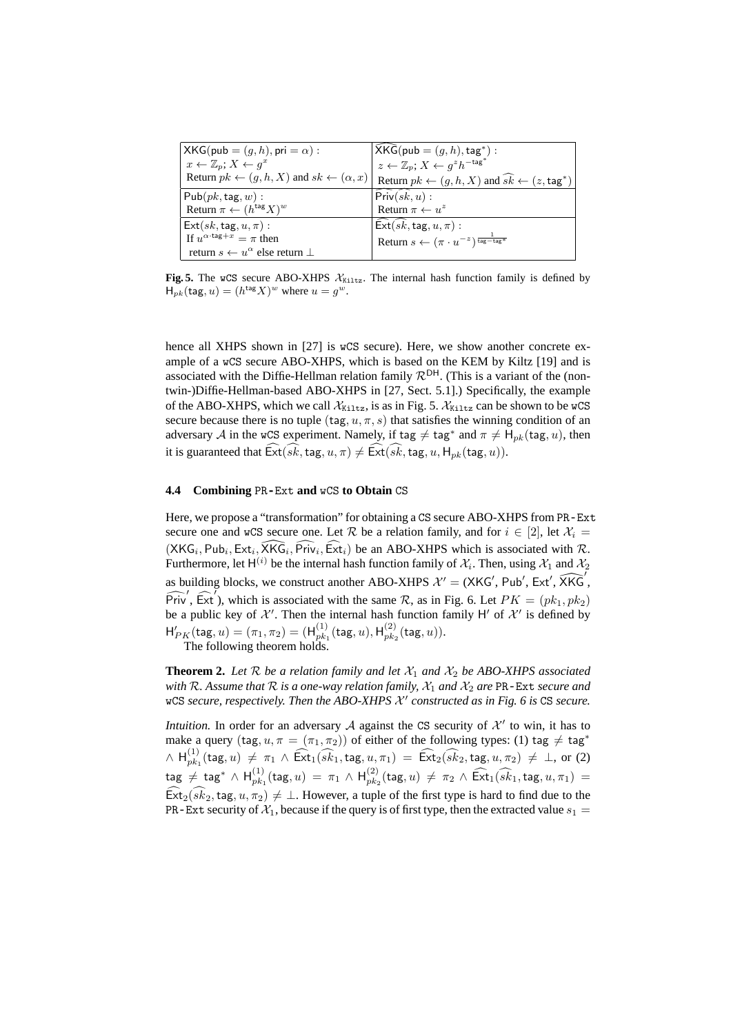| $\mathsf{XKG}(\mathsf{pub} = (g, h), \mathsf{pri} = \alpha)$ : <br> $x \leftarrow \mathbb{Z}_p$; $X \leftarrow g^x$ <br> Return $pk \leftarrow (g, h, X)$ and $sk \leftarrow (\alpha, x)$ | $\widehat{\mathsf{XKG}}(\mathsf{pub} = (g, h), \mathsf{tag}^*)$ : <br> $z \leftarrow \mathbb{Z}_p$; $X \leftarrow g^z h^{-\mathsf{tag}^*}$ <br> Return $pk \leftarrow (g, h, X)$ and $\widehat{sk} \leftarrow (z, \mathsf{tag}^*)$ |
|---|---|
| $\mathsf{Pub}(pk, \mathsf{tag}, w)$ : <br> Return $\pi \leftarrow (h^{\mathsf{tag}} X)^w$ | $\widehat{\mathsf{Priv}}(\widehat{sk}, u)$ : <br> Return $\pi \leftarrow u^z$ |
| $\mathsf{Ext}(sk, \mathsf{tag}, u, \pi)$ : <br> If $u^{\alpha \cdot \mathsf{tag} + x} = \pi$ then <br> return $s \leftarrow u^{\alpha}$ else return $\bot$ | $\widehat{\mathsf{Ext}}(\widehat{sk}, \mathsf{tag}, u, \pi)$ : <br> Return $s \leftarrow (\pi \cdot u^{-z})^{\frac{1}{\mathsf{tag} - \mathsf{tag}^*}}$ |

**Fig. 5.** The wCS secure ABO-XHPS $\mathcal{X}_{\mathtt{Kiltz}}$. The internal hash function family is defined by $\mathsf{H}_{pk}(\mathsf{tag}, u) = (h^{\mathsf{tag}} X)^w$ where $u = g^w$.

hence all XHPS shown in [27] is wCS secure). Here, we show another concrete example of a wCS secure ABO-XHPS, which is based on the KEM by Kiltz [19] and is associated with the Diffie-Hellman relation family $\mathcal{R}^{\mathsf{DH}}$. (This is a variant of the (non-twin-)Diffie-Hellman-based ABO-XHPS in [27, Sect. 5.1].) Specifically, the example of the ABO-XHPS, which we call $\mathcal{X}_{\mathtt{Kiltz}}$, is as in Fig. 5. $\mathcal{X}_{\mathtt{Kiltz}}$ can be shown to be wCS secure because there is no tuple $(\mathsf{tag}, u, \pi, s)$ that satisfies the winning condition of an adversary $\mathcal{A}$ in the wCS experiment. Namely, if $\mathsf{tag} \neq \mathsf{tag}^*$ and $\pi \neq \mathsf{H}_{pk}(\mathsf{tag}, u)$, then it is guaranteed that $\widehat{\mathsf{Ext}}(\widehat{sk}, \mathsf{tag}, u, \pi) \neq \widehat{\mathsf{Ext}}(\widehat{sk}, \mathsf{tag}, u, \mathsf{H}_{pk}(\mathsf{tag}, u))$.

### 4.4 Combining PR-Ext and wCS to Obtain CS

Here, we propose a "transformation" for obtaining a CS secure ABO-XHPS from PR-Ext secure one and wCS secure one. Let $\mathcal{R}$ be a relation family, and for $i \in [2]$, let $\mathcal{X}_i = (\mathsf{XKG}_i, \mathsf{Pub}_i, \mathsf{Ext}_i, \widehat{\mathsf{XKG}}_i, \widehat{\mathsf{Priv}}_i, \widehat{\mathsf{Ext}}_i)$ be an ABO-XHPS which is associated with $\mathcal{R}$. Furthermore, let $\mathsf{H}^{(i)}$ be the internal hash function family of $\mathcal{X}_i$. Then, using $\mathcal{X}_1$ and $\mathcal{X}_2$ as building blocks, we construct another ABO-XHPS $\mathcal{X}' = (\mathsf{XKG}', \mathsf{Pub}', \mathsf{Ext}', \widehat{\mathsf{XKG}}', \widehat{\mathsf{Priv}}', \widehat{\mathsf{Ext}}')$, which is associated with the same $\mathcal{R}$, as in Fig. 6. Let $PK = (pk_1, pk_2)$ be a public key of $\mathcal{X}'$. Then the internal hash function family $\mathsf{H}'$ of $\mathcal{X}'$ is defined by $\mathsf{H}'_{PK}(\mathsf{tag}, u) = (\pi_1, \pi_2) = (\mathsf{H}^{(1)}_{pk_1}(\mathsf{tag}, u), \mathsf{H}^{(2)}_{pk_2}(\mathsf{tag}, u))$.

The following theorem holds.

**Theorem 2.** *Let $\mathcal{R}$ be a relation family and let $\mathcal{X}_1$ and $\mathcal{X}_2$ be ABO-XHPS associated with $\mathcal{R}$. Assume that $\mathcal{R}$ is a one-way relation family, $\mathcal{X}_1$ and $\mathcal{X}_2$ are* PR-Ext *secure and* wCS *secure, respectively. Then the ABO-XHPS $\mathcal{X}'$ constructed as in Fig. 6 is* CS *secure.*

*Intuition.* In order for an adversary $\mathcal{A}$ against the CS security of $\mathcal{X}'$ to win, it has to make a query $(\mathsf{tag}, u, \pi = (\pi_1, \pi_2))$ of either of the following types: (1) $\mathsf{tag} \neq \mathsf{tag}^* \wedge \mathsf{H}^{(1)}_{pk_1}(\mathsf{tag}, u) \neq \pi_1 \wedge \widehat{\mathsf{Ext}}_1(\widehat{sk}_1, \mathsf{tag}, u, \pi_1) = \widehat{\mathsf{Ext}}_2(\widehat{sk}_2, \mathsf{tag}, u, \pi_2) \neq \bot$, or (2) $\mathsf{tag} \neq \mathsf{tag}^* \wedge \mathsf{H}^{(1)}_{pk_1}(\mathsf{tag}, u) = \pi_1 \wedge \mathsf{H}^{(2)}_{pk_2}(\mathsf{tag}, u) \neq \pi_2 \wedge \widehat{\mathsf{Ext}}_1(\widehat{sk}_1, \mathsf{tag}, u, \pi_1) = \widehat{\mathsf{Ext}}_2(\widehat{sk}_2, \mathsf{tag}, u, \pi_2) \neq \bot$. However, a tuple of the first type is hard to find due to the PR-Ext security of $\mathcal{X}_1$, because if the query is of first type, then the extracted value $s_1 =$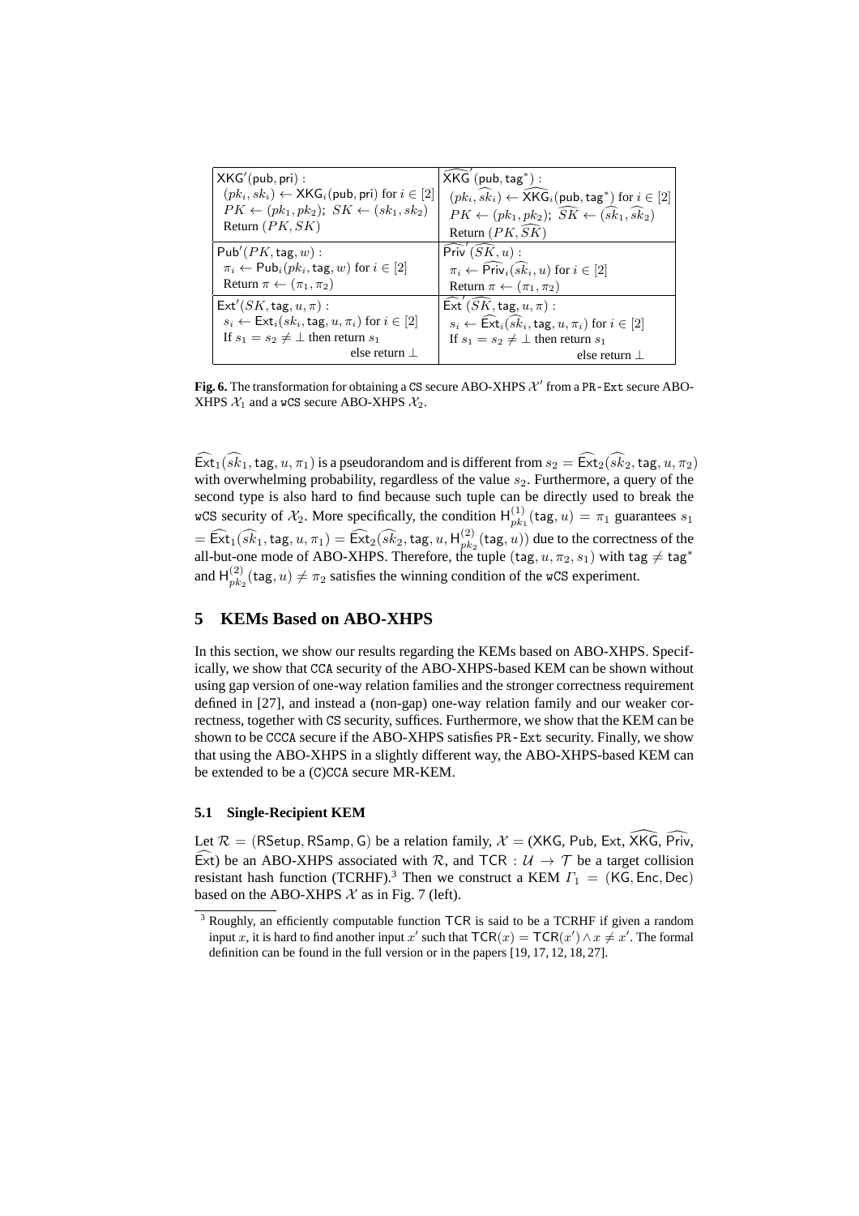| $\mathsf{XKG}'(\mathsf{pub}, \mathsf{pri})$ : | $\widehat{\mathsf{XKG}}'(\mathsf{pub}, \mathsf{tag}^*)$ : |
|---|---|
| $(pk_i, sk_i) \leftarrow \mathsf{XKG}_i(\mathsf{pub}, \mathsf{pri})$ for $i \in [2]$ <br> $PK \leftarrow (pk_1, pk_2)$; $SK \leftarrow (sk_1, sk_2)$ <br> Return $(PK, SK)$ | $(pk_i, \widehat{sk}_i) \leftarrow \widehat{\mathsf{XKG}}_i(\mathsf{pub}, \mathsf{tag}^*)$ for $i \in [2]$ <br> $PK \leftarrow (pk_1, pk_2)$; $\widehat{SK} \leftarrow (\widehat{sk}_1, \widehat{sk}_2)$ <br> Return $(PK, \widehat{SK})$ |
| $\mathsf{Pub}'(PK, \mathsf{tag}, w)$ : <br> $\pi_i \leftarrow \mathsf{Pub}_i(pk_i, \mathsf{tag}, w)$ for $i \in [2]$ <br> Return $\pi \leftarrow (\pi_1, \pi_2)$ | $\widehat{\mathsf{Priv}}'(\widehat{SK}, u)$ : <br> $\pi_i \leftarrow \widehat{\mathsf{Priv}}_i(\widehat{sk}_i, u)$ for $i \in [2]$ <br> Return $\pi \leftarrow (\pi_1, \pi_2)$ |
| $\mathsf{Ext}'(SK, \mathsf{tag}, u, \pi)$ : <br> $s_i \leftarrow \mathsf{Ext}_i(sk_i, \mathsf{tag}, u, \pi_i)$ for $i \in [2]$ <br> If $s_1 = s_2 \neq \bot$ then return $s_1$ <br> else return $\bot$ | $\widehat{\mathsf{Ext}}'(\widehat{SK}, \mathsf{tag}, u, \pi)$ : <br> $s_i \leftarrow \widehat{\mathsf{Ext}}_i(\widehat{sk}_i, \mathsf{tag}, u, \pi_i)$ for $i \in [2]$ <br> If $s_1 = s_2 \neq \bot$ then return $s_1$ <br> else return $\bot$ |

**Fig. 6.** The transformation for obtaining a CS secure ABO-XHPS $\mathcal{X}'$ from a PR-Ext secure ABO-XHPS $\mathcal{X}_1$ and a wCS secure ABO-XHPS $\mathcal{X}_2$.

$\widehat{\mathsf{Ext}}_1(\widehat{sk}_1, \mathsf{tag}, u, \pi_1)$ is a pseudorandom and is different from $s_2 = \widehat{\mathsf{Ext}}_2(\widehat{sk}_2, \mathsf{tag}, u, \pi_2)$ with overwhelming probability, regardless of the value $s_2$. Furthermore, a query of the second type is also hard to find because such tuple can be directly used to break the wCS security of $\mathcal{X}_2$. More specifically, the condition $\mathsf{H}^{(1)}_{pk_1}(\mathsf{tag}, u) = \pi_1$ guarantees $s_1 = \widehat{\mathsf{Ext}}_1(\widehat{sk}_1, \mathsf{tag}, u, \pi_1) = \widehat{\mathsf{Ext}}_2(\widehat{sk}_2, \mathsf{tag}, u, \mathsf{H}^{(2)}_{pk_2}(\mathsf{tag}, u))$ due to the correctness of the all-but-one mode of ABO-XHPS. Therefore, the tuple $(\mathsf{tag}, u, \pi_2, s_1)$ with $\mathsf{tag} \neq \mathsf{tag}^*$ and $\mathsf{H}^{(2)}_{pk_2}(\mathsf{tag}, u) \neq \pi_2$ satisfies the winning condition of the wCS experiment.

## 5 KEMs Based on ABO-XHPS

In this section, we show our results regarding the KEMs based on ABO-XHPS. Specifically, we show that CCA security of the ABO-XHPS-based KEM can be shown without using gap version of one-way relation families and the stronger correctness requirement defined in [27], and instead a (non-gap) one-way relation family and our weaker correctness, together with CS security, suffices. Furthermore, we show that the KEM can be shown to be CCCA secure if the ABO-XHPS satisfies PR-Ext security. Finally, we show that using the ABO-XHPS in a slightly different way, the ABO-XHPS-based KEM can be extended to be a (C)CCA secure MR-KEM.

### 5.1 Single-Recipient KEM

Let $\mathcal{R} = (\mathsf{RSetup}, \mathsf{RSamp}, \mathsf{G})$ be a relation family, $\mathcal{X} = (\mathsf{XKG}, \mathsf{Pub}, \mathsf{Ext}, \widehat{\mathsf{XKG}}, \widehat{\mathsf{Priv}}, \widehat{\mathsf{Ext}})$ be an ABO-XHPS associated with $\mathcal{R}$, and $\mathsf{TCR} : \mathcal{U} \rightarrow \mathcal{T}$ be a target collision resistant hash function (TCRHF).[3] Then we construct a KEM $\Gamma_1 = (\mathsf{KG}, \mathsf{Enc}, \mathsf{Dec})$ based on the ABO-XHPS $\mathcal{X}$ as in Fig. 7 (left).

[3] Roughly, an efficiently computable function TCR is said to be a TCRHF if given a random input $x$, it is hard to find another input $x'$ such that $\mathsf{TCR}(x) = \mathsf{TCR}(x') \wedge x \neq x'$. The formal definition can be found in the full version or in the papers [19, 17, 12, 18, 27].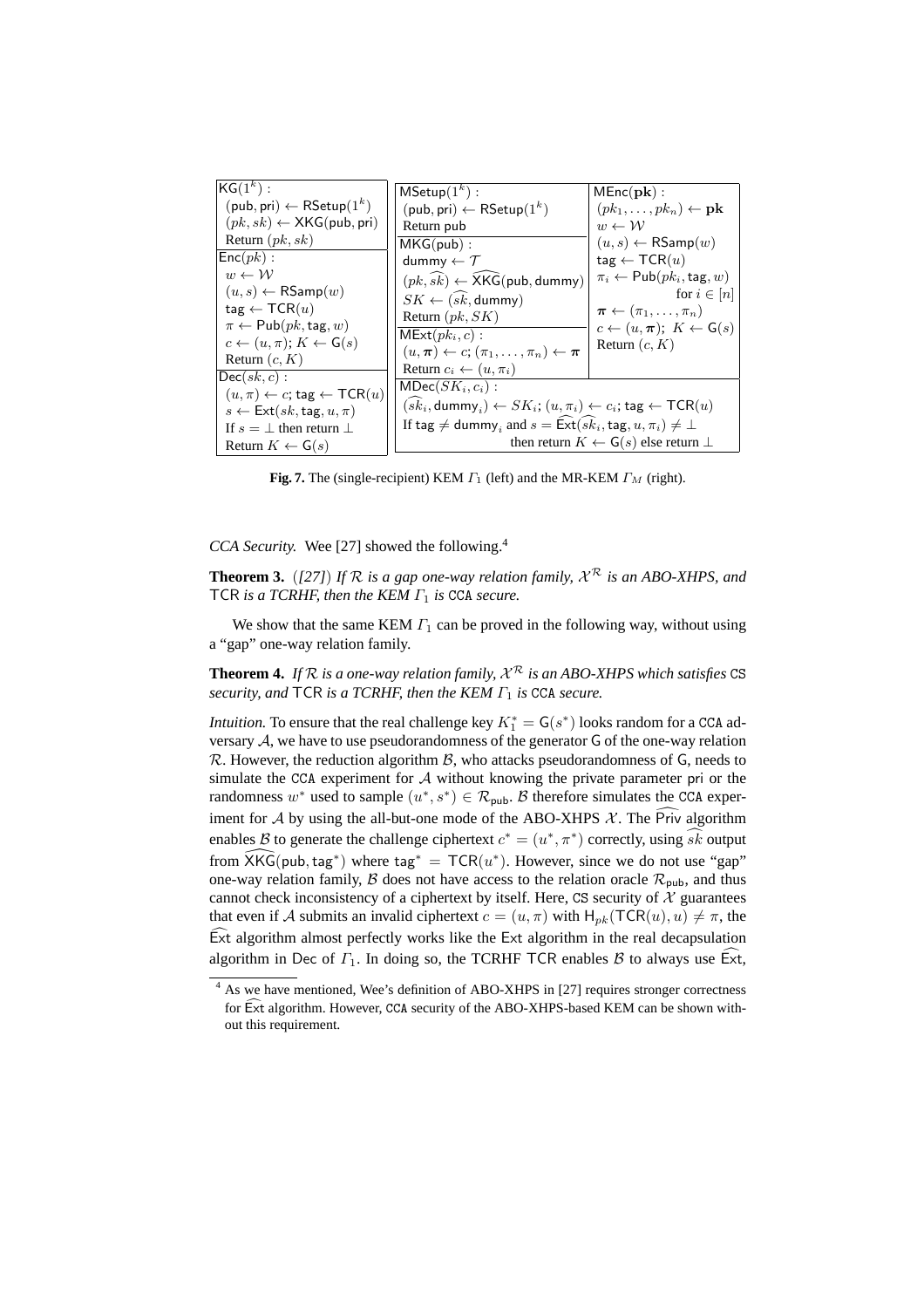| $\mathsf{KG}(1^k)$ : | $\mathsf{MSetup}(1^k)$ : | $\mathsf{MEnc}(\mathbf{pk})$ : |
|---|---|---|
| $(\mathsf{pub}, \mathsf{pri}) \leftarrow \mathsf{RSetup}(1^k)$ | $(\mathsf{pub}, \mathsf{pri}) \leftarrow \mathsf{RSetup}(1^k)$ | $(pk_1, \ldots, pk_n) \leftarrow \mathbf{pk}$ |
| $(pk, sk) \leftarrow \mathsf{XKG}(\mathsf{pub}, \mathsf{pri})$ | Return $\mathsf{pub}$ | $w \leftarrow \mathcal{W}$ |
| Return $(pk, sk)$ | $\mathsf{MKG}(\mathsf{pub})$ : | $(u, s) \leftarrow \mathsf{RSamp}(w)$ |
| $\mathsf{Enc}(pk)$ : | $\mathsf{dummy} \leftarrow \mathcal{T}$ | $\mathsf{tag} \leftarrow \mathsf{TCR}(u)$ |
| $w \leftarrow \mathcal{W}$ | $(pk, \widehat{sk}) \leftarrow \widehat{\mathsf{XKG}}(\mathsf{pub}, \mathsf{dummy})$ | $\pi_i \leftarrow \mathsf{Pub}(pk_i, \mathsf{tag}, w)$ for $i \in [n]$ |
| $(u, s) \leftarrow \mathsf{RSamp}(w)$ | $SK \leftarrow (\widehat{sk}, \mathsf{dummy})$ | $\boldsymbol{\pi} \leftarrow (\pi_1, \ldots, \pi_n)$ |
| $\mathsf{tag} \leftarrow \mathsf{TCR}(u)$ | Return $(pk, SK)$ | $c \leftarrow (u, \boldsymbol{\pi})$; $K \leftarrow \mathsf{G}(s)$ |
| $\pi \leftarrow \mathsf{Pub}(pk, \mathsf{tag}, w)$ | $\mathsf{MExt}(pk_i, c)$ : | Return $(c, K)$ |
| $c \leftarrow (u, \pi)$; $K \leftarrow \mathsf{G}(s)$ | $(u, \boldsymbol{\pi}) \leftarrow c$; $(\pi_1, \ldots, \pi_n) \leftarrow \boldsymbol{\pi}$ | |
| Return $(c, K)$ | Return $c_i \leftarrow (u, \pi_i)$ | |
| $\mathsf{Dec}(sk, c)$ : | $\mathsf{MDec}(SK_i, c_i)$ : | |
| $(u, \pi) \leftarrow c$; $\mathsf{tag} \leftarrow \mathsf{TCR}(u)$ | $(\widehat{sk}_i, \mathsf{dummy}_i) \leftarrow SK_i$; $(u, \pi_i) \leftarrow c_i$; $\mathsf{tag} \leftarrow \mathsf{TCR}(u)$ | |
| $s \leftarrow \mathsf{Ext}(sk, \mathsf{tag}, u, \pi)$ | If $\mathsf{tag} \neq \mathsf{dummy}_i$ and $s = \widehat{\mathsf{Ext}}(\widehat{sk}_i, \mathsf{tag}, u, \pi_i) \neq \bot$ | |
| If $s = \bot$ then return $\bot$ | then return $K \leftarrow \mathsf{G}(s)$ else return $\bot$ | |
| Return $K \leftarrow \mathsf{G}(s)$ | | |

**Fig. 7.** The (single-recipient) KEM $\Gamma_1$ (left) and the MR-KEM $\Gamma_M$ (right).

*CCA Security.* Wee [27] showed the following.[4]

**Theorem 3.** *([27]) If $\mathcal{R}$ is a gap one-way relation family, $\mathcal{X}^{\mathcal{R}}$ is an ABO-XHPS, and* $\mathsf{TCR}$ *is a TCRHF, then the KEM $\Gamma_1$ is* CCA *secure.*

We show that the same KEM $\Gamma_1$ can be proved in the following way, without using a "gap" one-way relation family.

**Theorem 4.** *If $\mathcal{R}$ is a one-way relation family, $\mathcal{X}^{\mathcal{R}}$ is an ABO-XHPS which satisfies* CS *security, and* $\mathsf{TCR}$ *is a TCRHF, then the KEM $\Gamma_1$ is* CCA *secure.*

*Intuition.* To ensure that the real challenge key $K_1^* = \mathsf{G}(s^*)$ looks random for a CCA adversary $\mathcal{A}$, we have to use pseudorandomness of the generator $\mathsf{G}$ of the one-way relation $\mathcal{R}$. However, the reduction algorithm $\mathcal{B}$, who attacks pseudorandomness of $\mathsf{G}$, needs to simulate the CCA experiment for $\mathcal{A}$ without knowing the private parameter $\mathsf{pri}$ or the randomness $w^*$ used to sample $(u^*, s^*) \in \mathcal{R}_{\mathsf{pub}}$. $\mathcal{B}$ therefore simulates the CCA experiment for $\mathcal{A}$ by using the all-but-one mode of the ABO-XHPS $\mathcal{X}$. The $\widehat{\mathsf{Priv}}$ algorithm enables $\mathcal{B}$ to generate the challenge ciphertext $c^* = (u^*, \pi^*)$ correctly, using $\widehat{sk}$ output from $\widehat{\mathsf{XKG}}(\mathsf{pub}, \mathsf{tag}^*)$ where $\mathsf{tag}^* = \mathsf{TCR}(u^*)$. However, since we do not use "gap" one-way relation family, $\mathcal{B}$ does not have access to the relation oracle $\mathcal{R}_{\mathsf{pub}}$, and thus cannot check inconsistency of a ciphertext by itself. Here, CS security of $\mathcal{X}$ guarantees that even if $\mathcal{A}$ submits an invalid ciphertext $c = (u, \pi)$ with $\mathsf{H}_{pk}(\mathsf{TCR}(u), u) \neq \pi$, the $\widehat{\mathsf{Ext}}$ algorithm almost perfectly works like the $\mathsf{Ext}$ algorithm in the real decapsulation algorithm in $\mathsf{Dec}$ of $\Gamma_1$. In doing so, the TCRHF $\mathsf{TCR}$ enables $\mathcal{B}$ to always use $\widehat{\mathsf{Ext}}$,

---

[4] As we have mentioned, Wee's definition of ABO-XHPS in [27] requires stronger correctness for $\widehat{\mathsf{Ext}}$ algorithm. However, CCA security of the ABO-XHPS-based KEM can be shown without this requirement.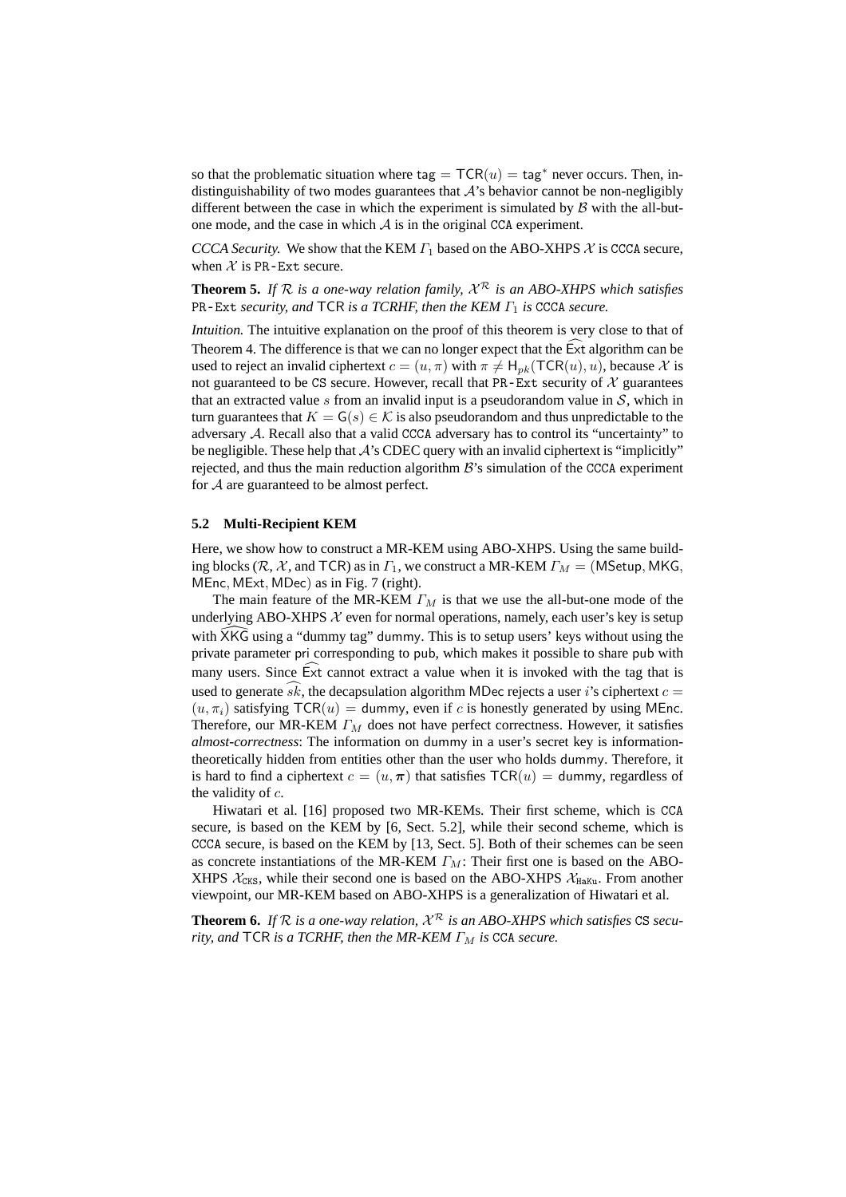so that the problematic situation where $\mathtt{tag} = \mathsf{TCR}(u) = \mathtt{tag}^*$ never occurs. Then, indistinguishability of two modes guarantees that $\mathcal{A}$'s behavior cannot be non-negligibly different between the case in which the experiment is simulated by $\mathcal{B}$ with the all-but-one mode, and the case in which $\mathcal{A}$ is in the original CCA experiment.

*CCCA Security.* We show that the KEM $\Gamma_1$ based on the ABO-XHPS $\mathcal{X}$ is CCCA secure, when $\mathcal{X}$ is PR-Ext secure.

**Theorem 5.** *If $\mathcal{R}$ is a one-way relation family, $\mathcal{X}^{\mathcal{R}}$ is an ABO-XHPS which satisfies* PR-Ext *security, and* TCR *is a TCRHF, then the KEM $\Gamma_1$ is* CCCA *secure.*

*Intuition.* The intuitive explanation on the proof of this theorem is very close to that of Theorem 4. The difference is that we can no longer expect that the $\widehat{\mathsf{Ext}}$ algorithm can be used to reject an invalid ciphertext $c = (u, \pi)$ with $\pi \neq \mathsf{H}_{pk}(\mathsf{TCR}(u), u)$, because $\mathcal{X}$ is not guaranteed to be CS secure. However, recall that PR-Ext security of $\mathcal{X}$ guarantees that an extracted value $s$ from an invalid input is a pseudorandom value in $\mathcal{S}$, which in turn guarantees that $K = \mathsf{G}(s) \in \mathcal{K}$ is also pseudorandom and thus unpredictable to the adversary $\mathcal{A}$. Recall also that a valid CCCA adversary has to control its "uncertainty" to be negligible. These help that $\mathcal{A}$'s CDEC query with an invalid ciphertext is "implicitly" rejected, and thus the main reduction algorithm $\mathcal{B}$'s simulation of the CCCA experiment for $\mathcal{A}$ are guaranteed to be almost perfect.

### 5.2 Multi-Recipient KEM

Here, we show how to construct a MR-KEM using ABO-XHPS. Using the same building blocks ($\mathcal{R}$, $\mathcal{X}$, and TCR) as in $\Gamma_1$, we construct a MR-KEM $\Gamma_M = (\mathsf{MSetup}, \mathsf{MKG}, \mathsf{MEnc}, \mathsf{MExt}, \mathsf{MDec})$ as in Fig. 7 (right).

The main feature of the MR-KEM $\Gamma_M$ is that we use the all-but-one mode of the underlying ABO-XHPS $\mathcal{X}$ even for normal operations, namely, each user's key is setup with $\widehat{\mathsf{XKG}}$ using a "dummy tag" dummy. This is to setup users' keys without using the private parameter pri corresponding to pub, which makes it possible to share pub with many users. Since $\widehat{\mathsf{Ext}}$ cannot extract a value when it is invoked with the tag that is used to generate $\widehat{sk}$, the decapsulation algorithm MDec rejects a user $i$'s ciphertext $c = (u, \pi_i)$ satisfying $\mathsf{TCR}(u) = \mathsf{dummy}$, even if $c$ is honestly generated by using MEnc. Therefore, our MR-KEM $\Gamma_M$ does not have perfect correctness. However, it satisfies *almost-correctness*: The information on dummy in a user's secret key is information-theoretically hidden from entities other than the user who holds dummy. Therefore, it is hard to find a ciphertext $c = (u, \boldsymbol{\pi})$ that satisfies $\mathsf{TCR}(u) = \mathsf{dummy}$, regardless of the validity of $c$.

Hiwatari et al. [16] proposed two MR-KEMs. Their first scheme, which is CCA secure, is based on the KEM by [6, Sect. 5.2], while their second scheme, which is CCCA secure, is based on the KEM by [13, Sect. 5]. Both of their schemes can be seen as concrete instantiations of the MR-KEM $\Gamma_M$: Their first one is based on the ABO-XHPS $\mathcal{X}_{\mathtt{CKS}}$, while their second one is based on the ABO-XHPS $\mathcal{X}_{\mathtt{HaKu}}$. From another viewpoint, our MR-KEM based on ABO-XHPS is a generalization of Hiwatari et al.

**Theorem 6.** *If $\mathcal{R}$ is a one-way relation, $\mathcal{X}^{\mathcal{R}}$ is an ABO-XHPS which satisfies* CS *security, and* TCR *is a TCRHF, then the MR-KEM $\Gamma_M$ is* CCA *secure.*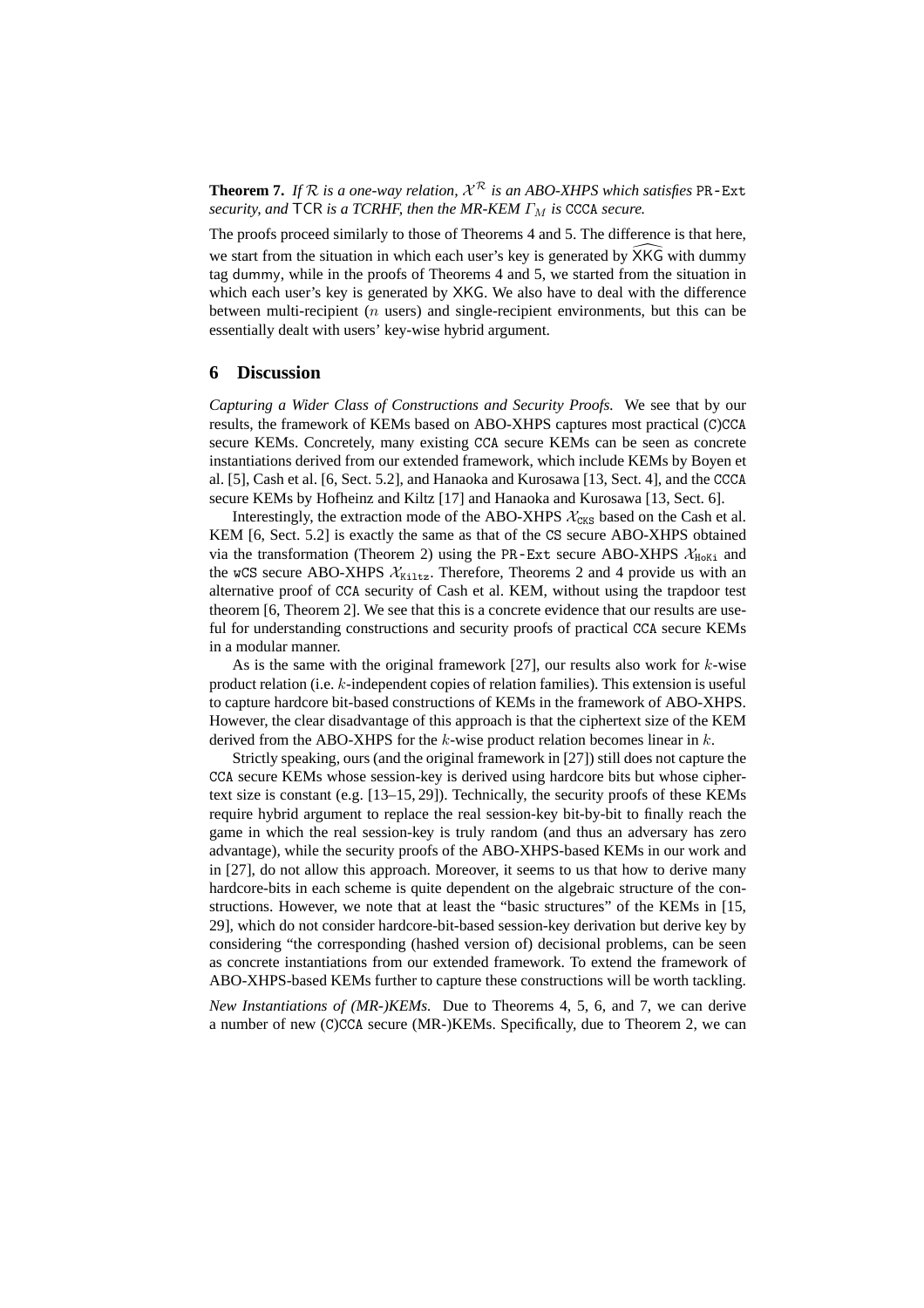**Theorem 7.** *If $\mathcal{R}$ is a one-way relation, $\mathcal{X}^{\mathcal{R}}$ is an ABO-XHPS which satisfies* PR-Ext *security, and* $\mathsf{TCR}$ *is a TCRHF, then the MR-KEM $\Gamma_M$ is* CCCA *secure.*

The proofs proceed similarly to those of Theorems 4 and 5. The difference is that here, we start from the situation in which each user's key is generated by $\widehat{\mathsf{XKG}}$ with dummy tag $\mathsf{dummy}$, while in the proofs of Theorems 4 and 5, we started from the situation in which each user's key is generated by $\mathsf{XKG}$. We also have to deal with the difference between multi-recipient ($n$ users) and single-recipient environments, but this can be essentially dealt with users' key-wise hybrid argument.

## 6 Discussion

*Capturing a Wider Class of Constructions and Security Proofs.* We see that by our results, the framework of KEMs based on ABO-XHPS captures most practical (C)CCA secure KEMs. Concretely, many existing CCA secure KEMs can be seen as concrete instantiations derived from our extended framework, which include KEMs by Boyen et al. [5], Cash et al. [6, Sect. 5.2], and Hanaoka and Kurosawa [13, Sect. 4], and the CCCA secure KEMs by Hofheinz and Kiltz [17] and Hanaoka and Kurosawa [13, Sect. 6].

Interestingly, the extraction mode of the ABO-XHPS $\mathcal{X}_{\mathtt{CKS}}$ based on the Cash et al. KEM [6, Sect. 5.2] is exactly the same as that of the CS secure ABO-XHPS obtained via the transformation (Theorem 2) using the PR-Ext secure ABO-XHPS $\mathcal{X}_{\mathtt{HoKi}}$ and the wCS secure ABO-XHPS $\mathcal{X}_{\mathtt{Kiltz}}$. Therefore, Theorems 2 and 4 provide us with an alternative proof of CCA security of Cash et al. KEM, without using the trapdoor test theorem [6, Theorem 2]. We see that this is a concrete evidence that our results are useful for understanding constructions and security proofs of practical CCA secure KEMs in a modular manner.

As is the same with the original framework [27], our results also work for $k$-wise product relation (i.e. $k$-independent copies of relation families). This extension is useful to capture hardcore bit-based constructions of KEMs in the framework of ABO-XHPS. However, the clear disadvantage of this approach is that the ciphertext size of the KEM derived from the ABO-XHPS for the $k$-wise product relation becomes linear in $k$.

Strictly speaking, ours (and the original framework in [27]) still does not capture the CCA secure KEMs whose session-key is derived using hardcore bits but whose ciphertext size is constant (e.g. [13–15, 29]). Technically, the security proofs of these KEMs require hybrid argument to replace the real session-key bit-by-bit to finally reach the game in which the real session-key is truly random (and thus an adversary has zero advantage), while the security proofs of the ABO-XHPS-based KEMs in our work and in [27], do not allow this approach. Moreover, it seems to us that how to derive many hardcore-bits in each scheme is quite dependent on the algebraic structure of the constructions. However, we note that at least the "basic structures" of the KEMs in [15, 29], which do not consider hardcore-bit-based session-key derivation but derive key by considering "the corresponding (hashed version of) decisional problems, can be seen as concrete instantiations from our extended framework. To extend the framework of ABO-XHPS-based KEMs further to capture these constructions will be worth tackling.

*New Instantiations of (MR-)KEMs.* Due to Theorems 4, 5, 6, and 7, we can derive a number of new (C)CCA secure (MR-)KEMs. Specifically, due to Theorem 2, we can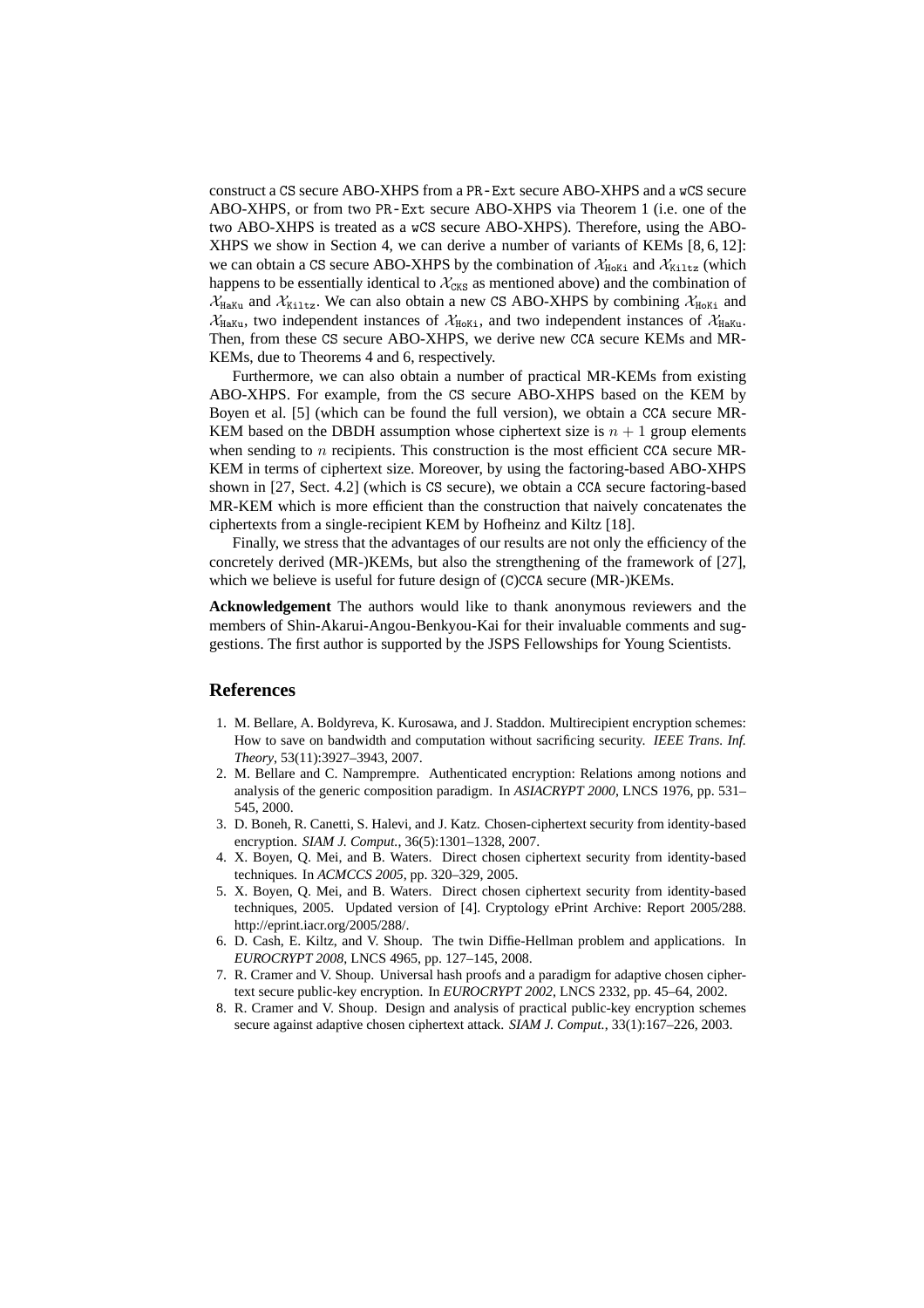construct a CS secure ABO-XHPS from a PR-Ext secure ABO-XHPS and a wCS secure ABO-XHPS, or from two PR-Ext secure ABO-XHPS via Theorem 1 (i.e. one of the two ABO-XHPS is treated as a wCS secure ABO-XHPS). Therefore, using the ABO-XHPS we show in Section 4, we can derive a number of variants of KEMs [8, 6, 12]: we can obtain a CS secure ABO-XHPS by the combination of $\mathcal{X}_{\mathtt{HoKi}}$ and $\mathcal{X}_{\mathtt{Kiltz}}$ (which happens to be essentially identical to $\mathcal{X}_{\mathtt{CKS}}$ as mentioned above) and the combination of $\mathcal{X}_{\mathtt{HaKu}}$ and $\mathcal{X}_{\mathtt{Kiltz}}$. We can also obtain a new CS ABO-XHPS by combining $\mathcal{X}_{\mathtt{HoKi}}$ and $\mathcal{X}_{\mathtt{HaKu}}$, two independent instances of $\mathcal{X}_{\mathtt{HoKi}}$, and two independent instances of $\mathcal{X}_{\mathtt{HaKu}}$. Then, from these CS secure ABO-XHPS, we derive new CCA secure KEMs and MR-KEMs, due to Theorems 4 and 6, respectively.

Furthermore, we can also obtain a number of practical MR-KEMs from existing ABO-XHPS. For example, from the CS secure ABO-XHPS based on the KEM by Boyen et al. [5] (which can be found the full version), we obtain a CCA secure MR-KEM based on the DBDH assumption whose ciphertext size is $n + 1$ group elements when sending to $n$ recipients. This construction is the most efficient CCA secure MR-KEM in terms of ciphertext size. Moreover, by using the factoring-based ABO-XHPS shown in [27, Sect. 4.2] (which is CS secure), we obtain a CCA secure factoring-based MR-KEM which is more efficient than the construction that naively concatenates the ciphertexts from a single-recipient KEM by Hofheinz and Kiltz [18].

Finally, we stress that the advantages of our results are not only the efficiency of the concretely derived (MR-)KEMs, but also the strengthening of the framework of [27], which we believe is useful for future design of (C)CCA secure (MR-)KEMs.

**Acknowledgement** The authors would like to thank anonymous reviewers and the members of Shin-Akarui-Angou-Benkyou-Kai for their invaluable comments and suggestions. The first author is supported by the JSPS Fellowships for Young Scientists.

## References

1. M. Bellare, A. Boldyreva, K. Kurosawa, and J. Staddon. Multirecipient encryption schemes: How to save on bandwidth and computation without sacrificing security. *IEEE Trans. Inf. Theory*, 53(11):3927–3943, 2007.
2. M. Bellare and C. Namprempre. Authenticated encryption: Relations among notions and analysis of the generic composition paradigm. In *ASIACRYPT 2000*, LNCS 1976, pp. 531–545, 2000.
3. D. Boneh, R. Canetti, S. Halevi, and J. Katz. Chosen-ciphertext security from identity-based encryption. *SIAM J. Comput.*, 36(5):1301–1328, 2007.
4. X. Boyen, Q. Mei, and B. Waters. Direct chosen ciphertext security from identity-based techniques. In *ACMCCS 2005*, pp. 320–329, 2005.
5. X. Boyen, Q. Mei, and B. Waters. Direct chosen ciphertext security from identity-based techniques, 2005. Updated version of [4]. Cryptology ePrint Archive: Report 2005/288. http://eprint.iacr.org/2005/288/.
6. D. Cash, E. Kiltz, and V. Shoup. The twin Diffie-Hellman problem and applications. In *EUROCRYPT 2008*, LNCS 4965, pp. 127–145, 2008.
7. R. Cramer and V. Shoup. Universal hash proofs and a paradigm for adaptive chosen ciphertext secure public-key encryption. In *EUROCRYPT 2002*, LNCS 2332, pp. 45–64, 2002.
8. R. Cramer and V. Shoup. Design and analysis of practical public-key encryption schemes secure against adaptive chosen ciphertext attack. *SIAM J. Comput.*, 33(1):167–226, 2003.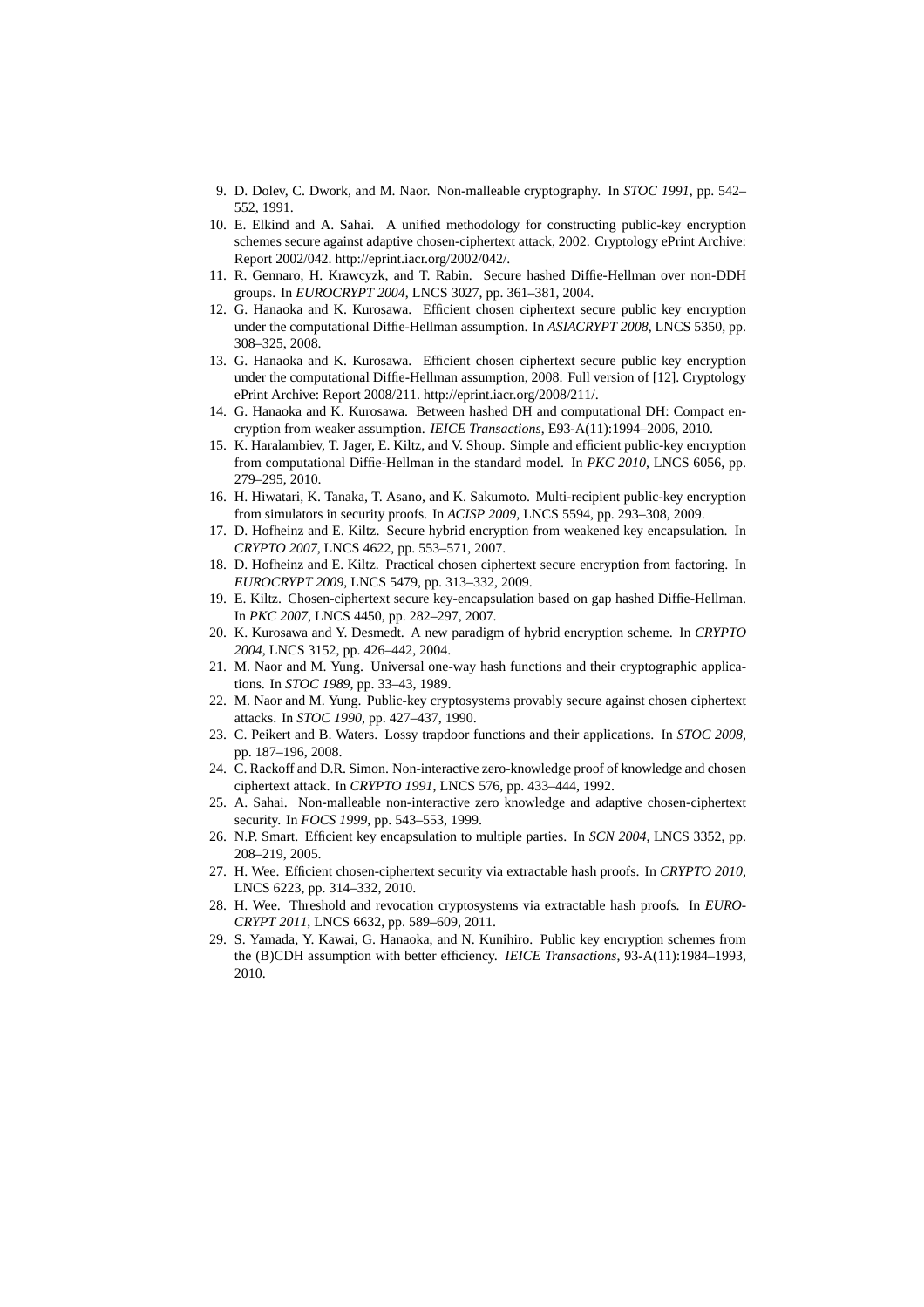9. D. Dolev, C. Dwork, and M. Naor. Non-malleable cryptography. In *STOC 1991*, pp. 542–552, 1991.
10. E. Elkind and A. Sahai. A unified methodology for constructing public-key encryption schemes secure against adaptive chosen-ciphertext attack, 2002. Cryptology ePrint Archive: Report 2002/042. http://eprint.iacr.org/2002/042/.
11. R. Gennaro, H. Krawcyzk, and T. Rabin. Secure hashed Diffie-Hellman over non-DDH groups. In *EUROCRYPT 2004*, LNCS 3027, pp. 361–381, 2004.
12. G. Hanaoka and K. Kurosawa. Efficient chosen ciphertext secure public key encryption under the computational Diffie-Hellman assumption. In *ASIACRYPT 2008*, LNCS 5350, pp. 308–325, 2008.
13. G. Hanaoka and K. Kurosawa. Efficient chosen ciphertext secure public key encryption under the computational Diffie-Hellman assumption, 2008. Full version of [12]. Cryptology ePrint Archive: Report 2008/211. http://eprint.iacr.org/2008/211/.
14. G. Hanaoka and K. Kurosawa. Between hashed DH and computational DH: Compact encryption from weaker assumption. *IEICE Transactions*, E93-A(11):1994–2006, 2010.
15. K. Haralambiev, T. Jager, E. Kiltz, and V. Shoup. Simple and efficient public-key encryption from computational Diffie-Hellman in the standard model. In *PKC 2010*, LNCS 6056, pp. 279–295, 2010.
16. H. Hiwatari, K. Tanaka, T. Asano, and K. Sakumoto. Multi-recipient public-key encryption from simulators in security proofs. In *ACISP 2009*, LNCS 5594, pp. 293–308, 2009.
17. D. Hofheinz and E. Kiltz. Secure hybrid encryption from weakened key encapsulation. In *CRYPTO 2007*, LNCS 4622, pp. 553–571, 2007.
18. D. Hofheinz and E. Kiltz. Practical chosen ciphertext secure encryption from factoring. In *EUROCRYPT 2009*, LNCS 5479, pp. 313–332, 2009.
19. E. Kiltz. Chosen-ciphertext secure key-encapsulation based on gap hashed Diffie-Hellman. In *PKC 2007*, LNCS 4450, pp. 282–297, 2007.
20. K. Kurosawa and Y. Desmedt. A new paradigm of hybrid encryption scheme. In *CRYPTO 2004*, LNCS 3152, pp. 426–442, 2004.
21. M. Naor and M. Yung. Universal one-way hash functions and their cryptographic applications. In *STOC 1989*, pp. 33–43, 1989.
22. M. Naor and M. Yung. Public-key cryptosystems provably secure against chosen ciphertext attacks. In *STOC 1990*, pp. 427–437, 1990.
23. C. Peikert and B. Waters. Lossy trapdoor functions and their applications. In *STOC 2008*, pp. 187–196, 2008.
24. C. Rackoff and D.R. Simon. Non-interactive zero-knowledge proof of knowledge and chosen ciphertext attack. In *CRYPTO 1991*, LNCS 576, pp. 433–444, 1992.
25. A. Sahai. Non-malleable non-interactive zero knowledge and adaptive chosen-ciphertext security. In *FOCS 1999*, pp. 543–553, 1999.
26. N.P. Smart. Efficient key encapsulation to multiple parties. In *SCN 2004*, LNCS 3352, pp. 208–219, 2005.
27. H. Wee. Efficient chosen-ciphertext security via extractable hash proofs. In *CRYPTO 2010*, LNCS 6223, pp. 314–332, 2010.
28. H. Wee. Threshold and revocation cryptosystems via extractable hash proofs. In *EUROCRYPT 2011*, LNCS 6632, pp. 589–609, 2011.
29. S. Yamada, Y. Kawai, G. Hanaoka, and N. Kunihiro. Public key encryption schemes from the (B)CDH assumption with better efficiency. *IEICE Transactions*, 93-A(11):1984–1993, 2010.